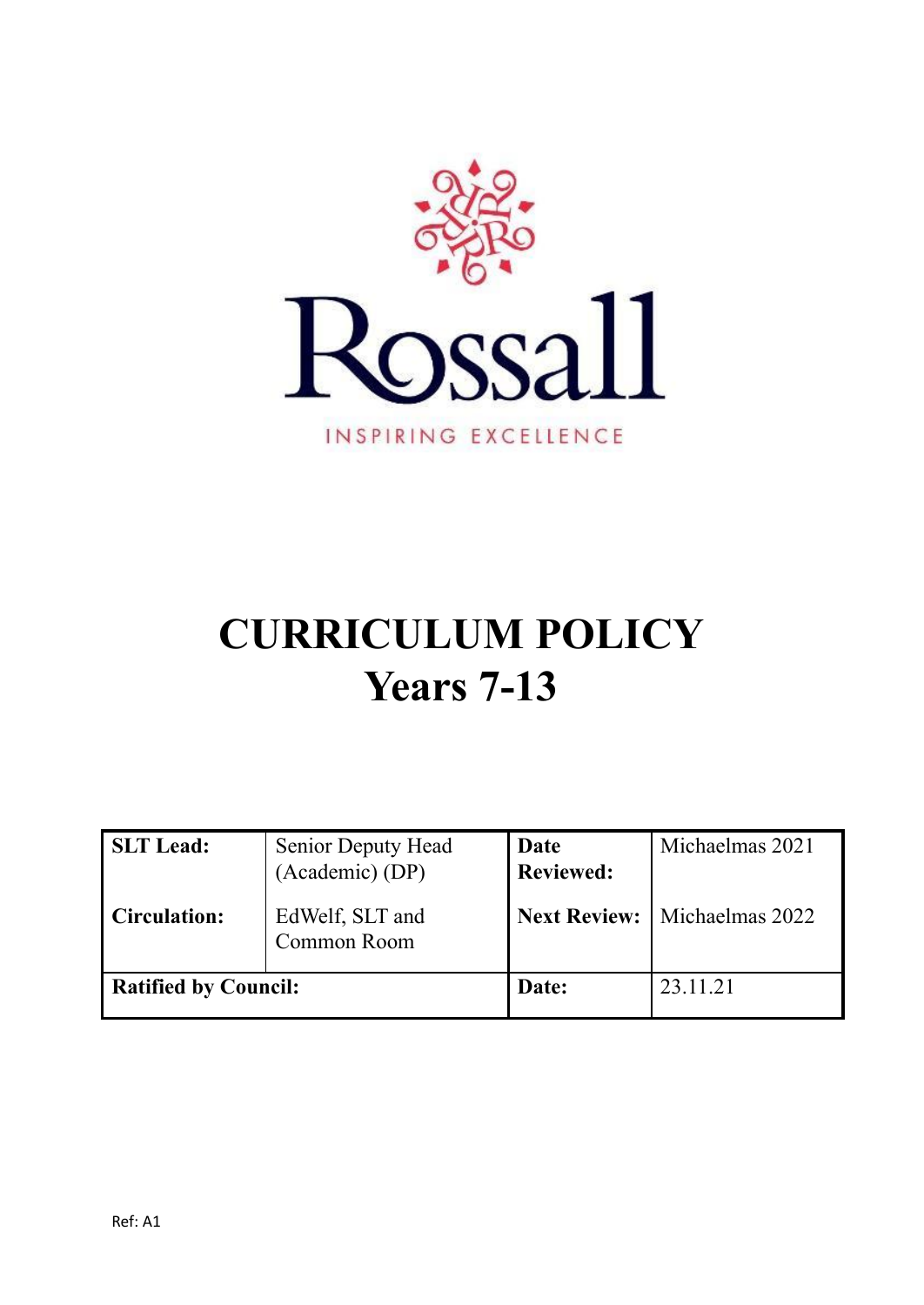Rossall

INSPIRING EXCELLENCE

# CURRICULUM POLICY
# Years 7-13

| **SLT Lead:** | Senior Deputy Head (Academic) (DP) | **Date Reviewed:** | Michaelmas 2021 |
|---|---|---|---|
| **Circulation:** | EdWelf, SLT and Common Room | **Next Review:** | Michaelmas 2022 |
| **Ratified by Council:** | | **Date:** | 23.11.21 |

Ref: A1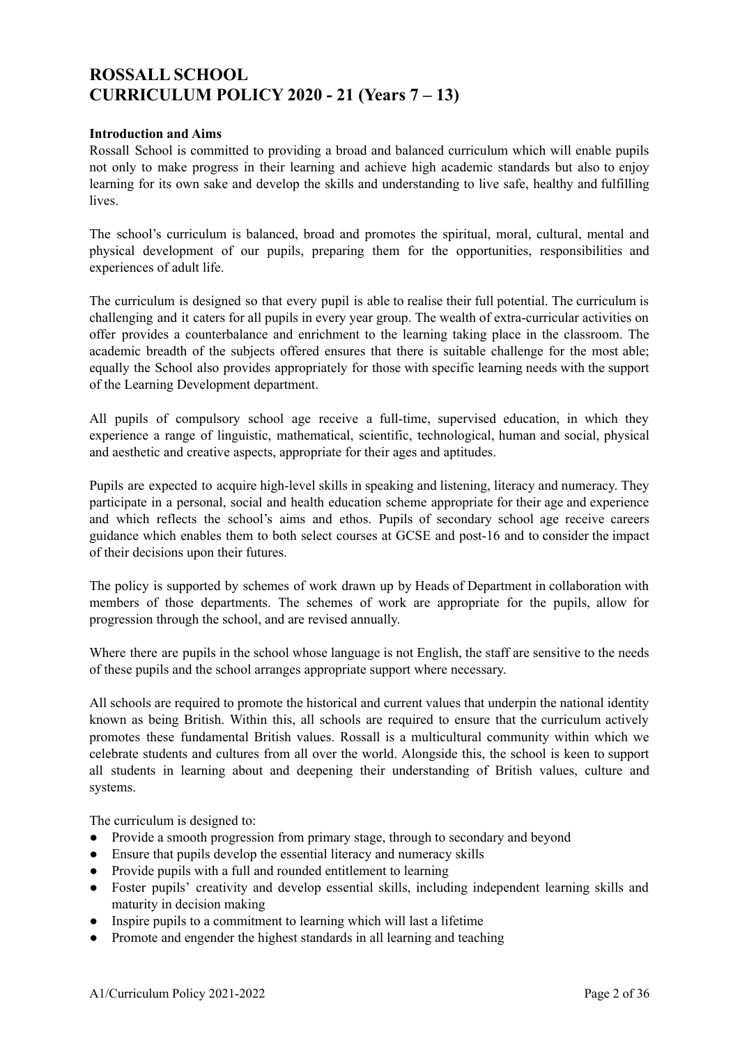# ROSSALL SCHOOL
# CURRICULUM POLICY 2020 - 21 (Years 7 – 13)

**Introduction and Aims**

Rossall School is committed to providing a broad and balanced curriculum which will enable pupils not only to make progress in their learning and achieve high academic standards but also to enjoy learning for its own sake and develop the skills and understanding to live safe, healthy and fulfilling lives.

The school's curriculum is balanced, broad and promotes the spiritual, moral, cultural, mental and physical development of our pupils, preparing them for the opportunities, responsibilities and experiences of adult life.

The curriculum is designed so that every pupil is able to realise their full potential. The curriculum is challenging and it caters for all pupils in every year group. The wealth of extra-curricular activities on offer provides a counterbalance and enrichment to the learning taking place in the classroom. The academic breadth of the subjects offered ensures that there is suitable challenge for the most able; equally the School also provides appropriately for those with specific learning needs with the support of the Learning Development department.

All pupils of compulsory school age receive a full-time, supervised education, in which they experience a range of linguistic, mathematical, scientific, technological, human and social, physical and aesthetic and creative aspects, appropriate for their ages and aptitudes.

Pupils are expected to acquire high-level skills in speaking and listening, literacy and numeracy. They participate in a personal, social and health education scheme appropriate for their age and experience and which reflects the school's aims and ethos. Pupils of secondary school age receive careers guidance which enables them to both select courses at GCSE and post-16 and to consider the impact of their decisions upon their futures.

The policy is supported by schemes of work drawn up by Heads of Department in collaboration with members of those departments. The schemes of work are appropriate for the pupils, allow for progression through the school, and are revised annually.

Where there are pupils in the school whose language is not English, the staff are sensitive to the needs of these pupils and the school arranges appropriate support where necessary.

All schools are required to promote the historical and current values that underpin the national identity known as being British. Within this, all schools are required to ensure that the curriculum actively promotes these fundamental British values. Rossall is a multicultural community within which we celebrate students and cultures from all over the world. Alongside this, the school is keen to support all students in learning about and deepening their understanding of British values, culture and systems.

The curriculum is designed to:

- Provide a smooth progression from primary stage, through to secondary and beyond
- Ensure that pupils develop the essential literacy and numeracy skills
- Provide pupils with a full and rounded entitlement to learning
- Foster pupils' creativity and develop essential skills, including independent learning skills and maturity in decision making
- Inspire pupils to a commitment to learning which will last a lifetime
- Promote and engender the highest standards in all learning and teaching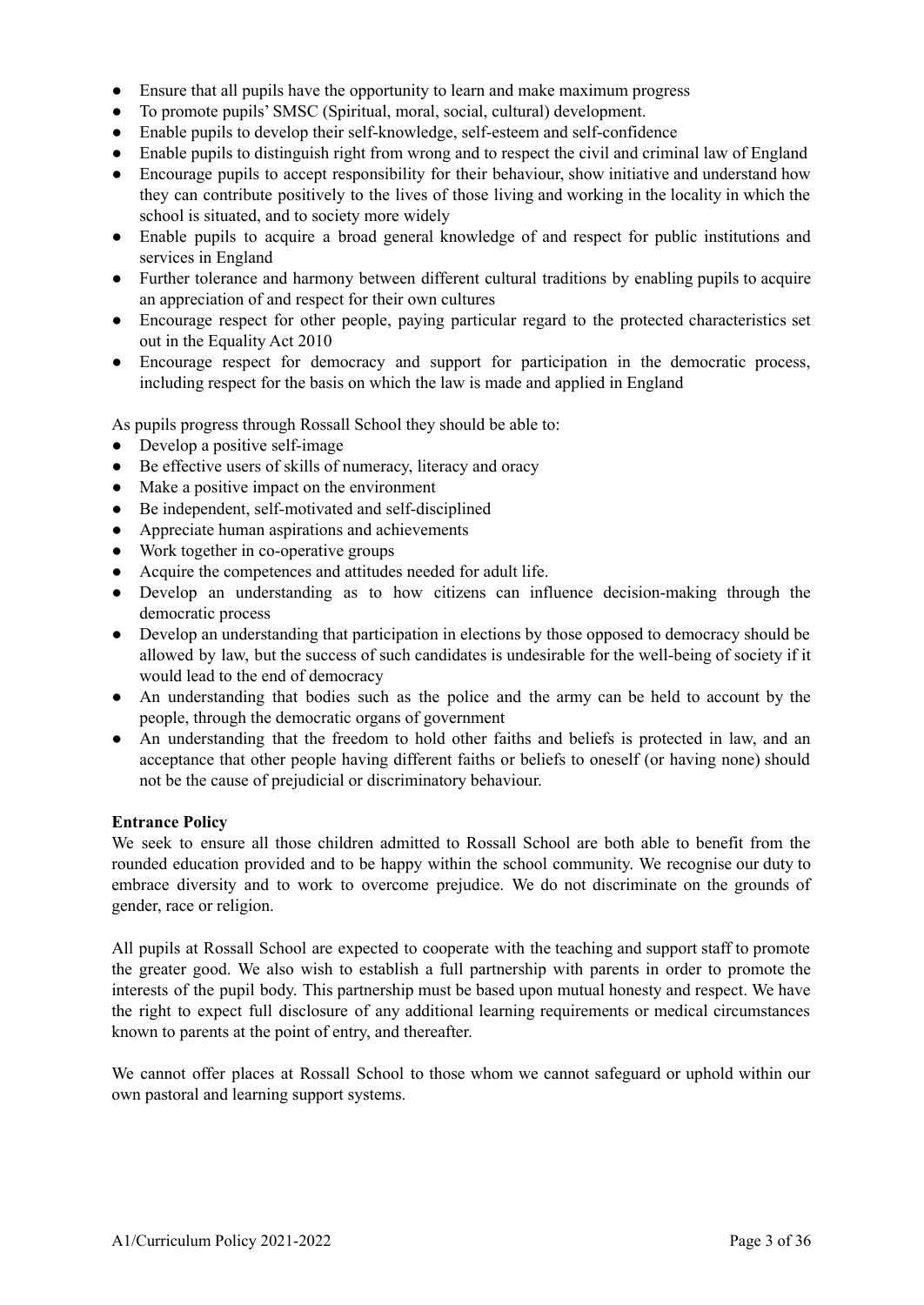- Ensure that all pupils have the opportunity to learn and make maximum progress
- To promote pupils' SMSC (Spiritual, moral, social, cultural) development.
- Enable pupils to develop their self-knowledge, self-esteem and self-confidence
- Enable pupils to distinguish right from wrong and to respect the civil and criminal law of England
- Encourage pupils to accept responsibility for their behaviour, show initiative and understand how they can contribute positively to the lives of those living and working in the locality in which the school is situated, and to society more widely
- Enable pupils to acquire a broad general knowledge of and respect for public institutions and services in England
- Further tolerance and harmony between different cultural traditions by enabling pupils to acquire an appreciation of and respect for their own cultures
- Encourage respect for other people, paying particular regard to the protected characteristics set out in the Equality Act 2010
- Encourage respect for democracy and support for participation in the democratic process, including respect for the basis on which the law is made and applied in England

As pupils progress through Rossall School they should be able to:

- Develop a positive self-image
- Be effective users of skills of numeracy, literacy and oracy
- Make a positive impact on the environment
- Be independent, self-motivated and self-disciplined
- Appreciate human aspirations and achievements
- Work together in co-operative groups
- Acquire the competences and attitudes needed for adult life.
- Develop an understanding as to how citizens can influence decision-making through the democratic process
- Develop an understanding that participation in elections by those opposed to democracy should be allowed by law, but the success of such candidates is undesirable for the well-being of society if it would lead to the end of democracy
- An understanding that bodies such as the police and the army can be held to account by the people, through the democratic organs of government
- An understanding that the freedom to hold other faiths and beliefs is protected in law, and an acceptance that other people having different faiths or beliefs to oneself (or having none) should not be the cause of prejudicial or discriminatory behaviour.

**Entrance Policy**

We seek to ensure all those children admitted to Rossall School are both able to benefit from the rounded education provided and to be happy within the school community. We recognise our duty to embrace diversity and to work to overcome prejudice. We do not discriminate on the grounds of gender, race or religion.

All pupils at Rossall School are expected to cooperate with the teaching and support staff to promote the greater good. We also wish to establish a full partnership with parents in order to promote the interests of the pupil body. This partnership must be based upon mutual honesty and respect. We have the right to expect full disclosure of any additional learning requirements or medical circumstances known to parents at the point of entry, and thereafter.

We cannot offer places at Rossall School to those whom we cannot safeguard or uphold within our own pastoral and learning support systems.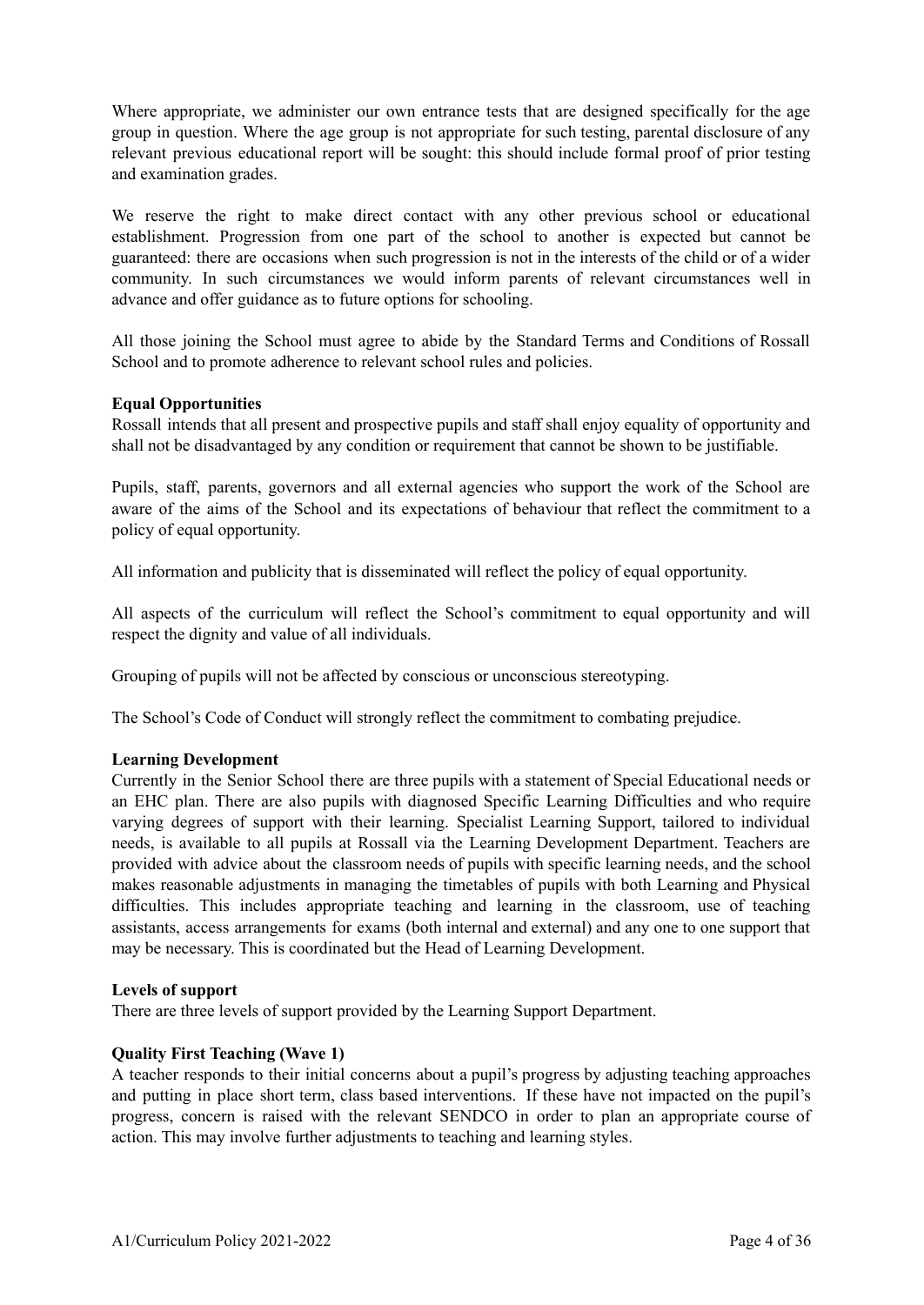Where appropriate, we administer our own entrance tests that are designed specifically for the age group in question. Where the age group is not appropriate for such testing, parental disclosure of any relevant previous educational report will be sought: this should include formal proof of prior testing and examination grades.

We reserve the right to make direct contact with any other previous school or educational establishment. Progression from one part of the school to another is expected but cannot be guaranteed: there are occasions when such progression is not in the interests of the child or of a wider community. In such circumstances we would inform parents of relevant circumstances well in advance and offer guidance as to future options for schooling.

All those joining the School must agree to abide by the Standard Terms and Conditions of Rossall School and to promote adherence to relevant school rules and policies.

**Equal Opportunities**

Rossall intends that all present and prospective pupils and staff shall enjoy equality of opportunity and shall not be disadvantaged by any condition or requirement that cannot be shown to be justifiable.

Pupils, staff, parents, governors and all external agencies who support the work of the School are aware of the aims of the School and its expectations of behaviour that reflect the commitment to a policy of equal opportunity.

All information and publicity that is disseminated will reflect the policy of equal opportunity.

All aspects of the curriculum will reflect the School's commitment to equal opportunity and will respect the dignity and value of all individuals.

Grouping of pupils will not be affected by conscious or unconscious stereotyping.

The School's Code of Conduct will strongly reflect the commitment to combating prejudice.

**Learning Development**

Currently in the Senior School there are three pupils with a statement of Special Educational needs or an EHC plan. There are also pupils with diagnosed Specific Learning Difficulties and who require varying degrees of support with their learning. Specialist Learning Support, tailored to individual needs, is available to all pupils at Rossall via the Learning Development Department. Teachers are provided with advice about the classroom needs of pupils with specific learning needs, and the school makes reasonable adjustments in managing the timetables of pupils with both Learning and Physical difficulties. This includes appropriate teaching and learning in the classroom, use of teaching assistants, access arrangements for exams (both internal and external) and any one to one support that may be necessary. This is coordinated but the Head of Learning Development.

**Levels of support**

There are three levels of support provided by the Learning Support Department.

**Quality First Teaching (Wave 1)**

A teacher responds to their initial concerns about a pupil's progress by adjusting teaching approaches and putting in place short term, class based interventions. If these have not impacted on the pupil's progress, concern is raised with the relevant SENDCO in order to plan an appropriate course of action. This may involve further adjustments to teaching and learning styles.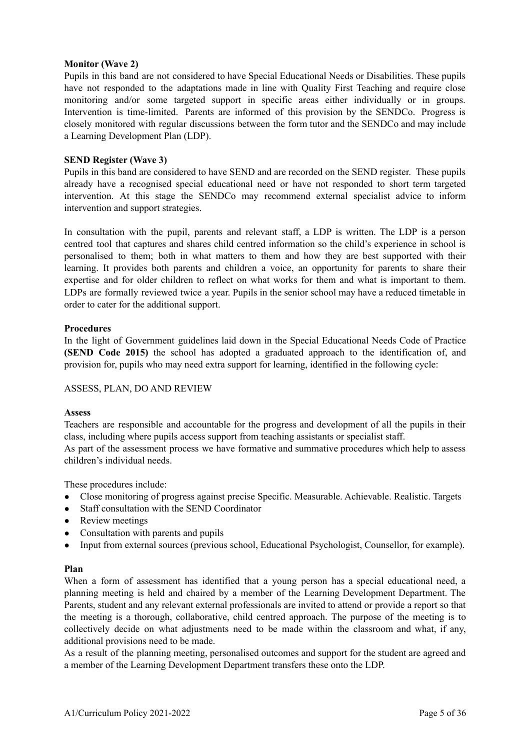**Monitor (Wave 2)**

Pupils in this band are not considered to have Special Educational Needs or Disabilities. These pupils have not responded to the adaptations made in line with Quality First Teaching and require close monitoring and/or some targeted support in specific areas either individually or in groups. Intervention is time-limited. Parents are informed of this provision by the SENDCo. Progress is closely monitored with regular discussions between the form tutor and the SENDCo and may include a Learning Development Plan (LDP).

**SEND Register (Wave 3)**

Pupils in this band are considered to have SEND and are recorded on the SEND register. These pupils already have a recognised special educational need or have not responded to short term targeted intervention. At this stage the SENDCo may recommend external specialist advice to inform intervention and support strategies.

In consultation with the pupil, parents and relevant staff, a LDP is written. The LDP is a person centred tool that captures and shares child centred information so the child's experience in school is personalised to them; both in what matters to them and how they are best supported with their learning. It provides both parents and children a voice, an opportunity for parents to share their expertise and for older children to reflect on what works for them and what is important to them. LDPs are formally reviewed twice a year. Pupils in the senior school may have a reduced timetable in order to cater for the additional support.

**Procedures**

In the light of Government guidelines laid down in the Special Educational Needs Code of Practice **(SEND Code 2015)** the school has adopted a graduated approach to the identification of, and provision for, pupils who may need extra support for learning, identified in the following cycle:

ASSESS, PLAN, DO AND REVIEW

**Assess**

Teachers are responsible and accountable for the progress and development of all the pupils in their class, including where pupils access support from teaching assistants or specialist staff.
As part of the assessment process we have formative and summative procedures which help to assess children's individual needs.

These procedures include:

- Close monitoring of progress against precise Specific. Measurable. Achievable. Realistic. Targets
- Staff consultation with the SEND Coordinator
- Review meetings
- Consultation with parents and pupils
- Input from external sources (previous school, Educational Psychologist, Counsellor, for example).

**Plan**

When a form of assessment has identified that a young person has a special educational need, a planning meeting is held and chaired by a member of the Learning Development Department. The Parents, student and any relevant external professionals are invited to attend or provide a report so that the meeting is a thorough, collaborative, child centred approach. The purpose of the meeting is to collectively decide on what adjustments need to be made within the classroom and what, if any, additional provisions need to be made.
As a result of the planning meeting, personalised outcomes and support for the student are agreed and a member of the Learning Development Department transfers these onto the LDP.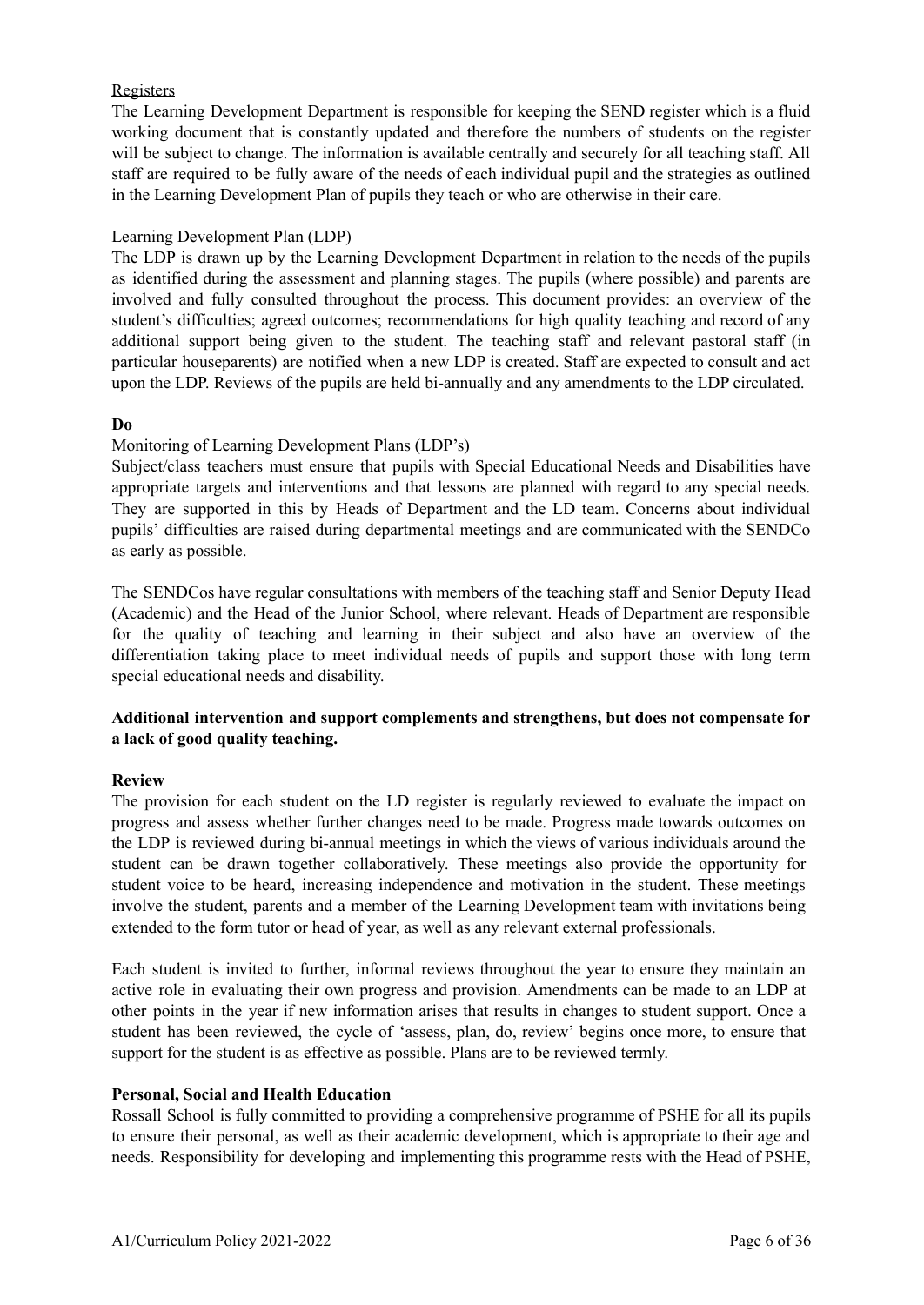Registers

The Learning Development Department is responsible for keeping the SEND register which is a fluid working document that is constantly updated and therefore the numbers of students on the register will be subject to change. The information is available centrally and securely for all teaching staff. All staff are required to be fully aware of the needs of each individual pupil and the strategies as outlined in the Learning Development Plan of pupils they teach or who are otherwise in their care.

Learning Development Plan (LDP)

The LDP is drawn up by the Learning Development Department in relation to the needs of the pupils as identified during the assessment and planning stages. The pupils (where possible) and parents are involved and fully consulted throughout the process. This document provides: an overview of the student's difficulties; agreed outcomes; recommendations for high quality teaching and record of any additional support being given to the student. The teaching staff and relevant pastoral staff (in particular houseparents) are notified when a new LDP is created. Staff are expected to consult and act upon the LDP. Reviews of the pupils are held bi-annually and any amendments to the LDP circulated.

**Do**

Monitoring of Learning Development Plans (LDP's)

Subject/class teachers must ensure that pupils with Special Educational Needs and Disabilities have appropriate targets and interventions and that lessons are planned with regard to any special needs. They are supported in this by Heads of Department and the LD team. Concerns about individual pupils' difficulties are raised during departmental meetings and are communicated with the SENDCo as early as possible.

The SENDCos have regular consultations with members of the teaching staff and Senior Deputy Head (Academic) and the Head of the Junior School, where relevant. Heads of Department are responsible for the quality of teaching and learning in their subject and also have an overview of the differentiation taking place to meet individual needs of pupils and support those with long term special educational needs and disability.

**Additional intervention and support complements and strengthens, but does not compensate for a lack of good quality teaching.**

**Review**

The provision for each student on the LD register is regularly reviewed to evaluate the impact on progress and assess whether further changes need to be made. Progress made towards outcomes on the LDP is reviewed during bi-annual meetings in which the views of various individuals around the student can be drawn together collaboratively. These meetings also provide the opportunity for student voice to be heard, increasing independence and motivation in the student. These meetings involve the student, parents and a member of the Learning Development team with invitations being extended to the form tutor or head of year, as well as any relevant external professionals.

Each student is invited to further, informal reviews throughout the year to ensure they maintain an active role in evaluating their own progress and provision. Amendments can be made to an LDP at other points in the year if new information arises that results in changes to student support. Once a student has been reviewed, the cycle of 'assess, plan, do, review' begins once more, to ensure that support for the student is as effective as possible. Plans are to be reviewed termly.

**Personal, Social and Health Education**

Rossall School is fully committed to providing a comprehensive programme of PSHE for all its pupils to ensure their personal, as well as their academic development, which is appropriate to their age and needs. Responsibility for developing and implementing this programme rests with the Head of PSHE,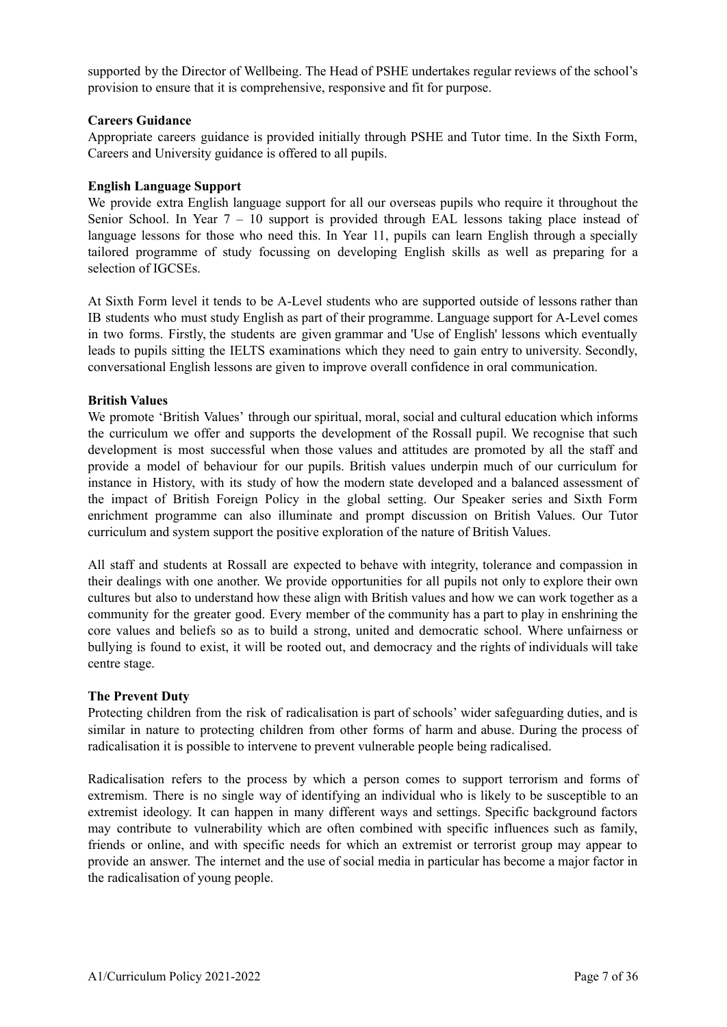supported by the Director of Wellbeing. The Head of PSHE undertakes regular reviews of the school's provision to ensure that it is comprehensive, responsive and fit for purpose.

**Careers Guidance**

Appropriate careers guidance is provided initially through PSHE and Tutor time. In the Sixth Form, Careers and University guidance is offered to all pupils.

**English Language Support**

We provide extra English language support for all our overseas pupils who require it throughout the Senior School. In Year 7 – 10 support is provided through EAL lessons taking place instead of language lessons for those who need this. In Year 11, pupils can learn English through a specially tailored programme of study focussing on developing English skills as well as preparing for a selection of IGCSEs.

At Sixth Form level it tends to be A-Level students who are supported outside of lessons rather than IB students who must study English as part of their programme. Language support for A-Level comes in two forms. Firstly, the students are given grammar and 'Use of English' lessons which eventually leads to pupils sitting the IELTS examinations which they need to gain entry to university. Secondly, conversational English lessons are given to improve overall confidence in oral communication.

**British Values**

We promote 'British Values' through our spiritual, moral, social and cultural education which informs the curriculum we offer and supports the development of the Rossall pupil. We recognise that such development is most successful when those values and attitudes are promoted by all the staff and provide a model of behaviour for our pupils. British values underpin much of our curriculum for instance in History, with its study of how the modern state developed and a balanced assessment of the impact of British Foreign Policy in the global setting. Our Speaker series and Sixth Form enrichment programme can also illuminate and prompt discussion on British Values. Our Tutor curriculum and system support the positive exploration of the nature of British Values.

All staff and students at Rossall are expected to behave with integrity, tolerance and compassion in their dealings with one another. We provide opportunities for all pupils not only to explore their own cultures but also to understand how these align with British values and how we can work together as a community for the greater good. Every member of the community has a part to play in enshrining the core values and beliefs so as to build a strong, united and democratic school. Where unfairness or bullying is found to exist, it will be rooted out, and democracy and the rights of individuals will take centre stage.

**The Prevent Duty**

Protecting children from the risk of radicalisation is part of schools' wider safeguarding duties, and is similar in nature to protecting children from other forms of harm and abuse. During the process of radicalisation it is possible to intervene to prevent vulnerable people being radicalised.

Radicalisation refers to the process by which a person comes to support terrorism and forms of extremism. There is no single way of identifying an individual who is likely to be susceptible to an extremist ideology. It can happen in many different ways and settings. Specific background factors may contribute to vulnerability which are often combined with specific influences such as family, friends or online, and with specific needs for which an extremist or terrorist group may appear to provide an answer. The internet and the use of social media in particular has become a major factor in the radicalisation of young people.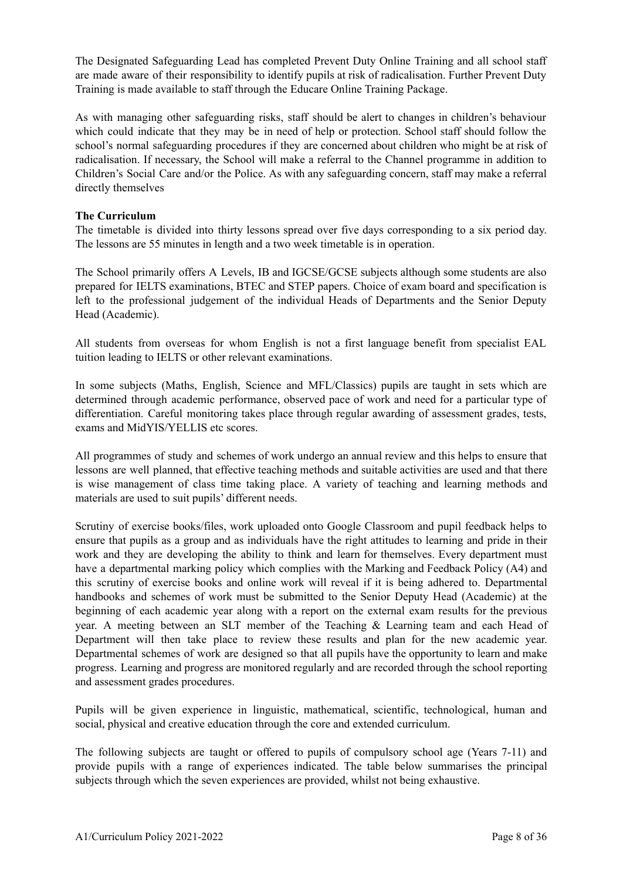The Designated Safeguarding Lead has completed Prevent Duty Online Training and all school staff are made aware of their responsibility to identify pupils at risk of radicalisation. Further Prevent Duty Training is made available to staff through the Educare Online Training Package.

As with managing other safeguarding risks, staff should be alert to changes in children's behaviour which could indicate that they may be in need of help or protection. School staff should follow the school's normal safeguarding procedures if they are concerned about children who might be at risk of radicalisation. If necessary, the School will make a referral to the Channel programme in addition to Children's Social Care and/or the Police. As with any safeguarding concern, staff may make a referral directly themselves

**The Curriculum**

The timetable is divided into thirty lessons spread over five days corresponding to a six period day. The lessons are 55 minutes in length and a two week timetable is in operation.

The School primarily offers A Levels, IB and IGCSE/GCSE subjects although some students are also prepared for IELTS examinations, BTEC and STEP papers. Choice of exam board and specification is left to the professional judgement of the individual Heads of Departments and the Senior Deputy Head (Academic).

All students from overseas for whom English is not a first language benefit from specialist EAL tuition leading to IELTS or other relevant examinations.

In some subjects (Maths, English, Science and MFL/Classics) pupils are taught in sets which are determined through academic performance, observed pace of work and need for a particular type of differentiation. Careful monitoring takes place through regular awarding of assessment grades, tests, exams and MidYIS/YELLIS etc scores.

All programmes of study and schemes of work undergo an annual review and this helps to ensure that lessons are well planned, that effective teaching methods and suitable activities are used and that there is wise management of class time taking place. A variety of teaching and learning methods and materials are used to suit pupils' different needs.

Scrutiny of exercise books/files, work uploaded onto Google Classroom and pupil feedback helps to ensure that pupils as a group and as individuals have the right attitudes to learning and pride in their work and they are developing the ability to think and learn for themselves. Every department must have a departmental marking policy which complies with the Marking and Feedback Policy (A4) and this scrutiny of exercise books and online work will reveal if it is being adhered to. Departmental handbooks and schemes of work must be submitted to the Senior Deputy Head (Academic) at the beginning of each academic year along with a report on the external exam results for the previous year. A meeting between an SLT member of the Teaching & Learning team and each Head of Department will then take place to review these results and plan for the new academic year. Departmental schemes of work are designed so that all pupils have the opportunity to learn and make progress. Learning and progress are monitored regularly and are recorded through the school reporting and assessment grades procedures.

Pupils will be given experience in linguistic, mathematical, scientific, technological, human and social, physical and creative education through the core and extended curriculum.

The following subjects are taught or offered to pupils of compulsory school age (Years 7-11) and provide pupils with a range of experiences indicated. The table below summarises the principal subjects through which the seven experiences are provided, whilst not being exhaustive.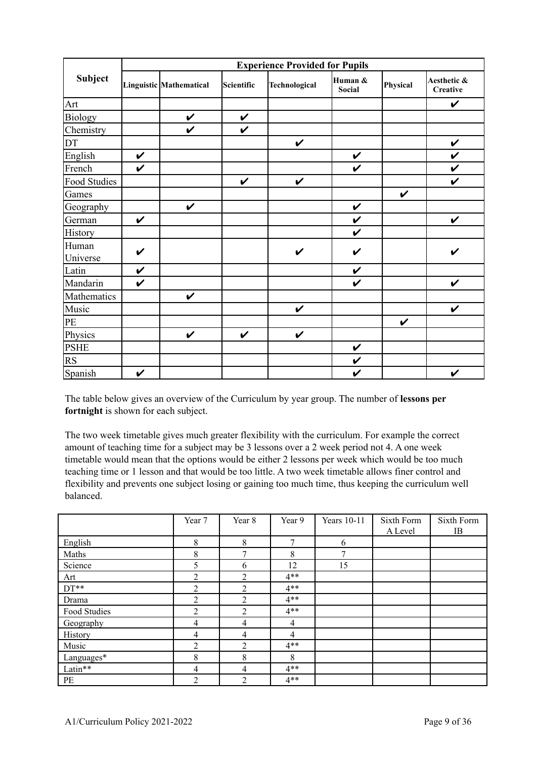| Subject | Experience Provided for Pupils | | | | | | |
|---|---|---|---|---|---|---|---|
| | Linguistic | Mathematical | Scientific | Technological | Human & Social | Physical | Aesthetic & Creative |
| Art | | | | | | | ✔ |
| Biology | | ✔ | ✔ | | | | |
| Chemistry | | ✔ | ✔ | | | | |
| DT | | | | ✔ | | | ✔ |
| English | ✔ | | | | ✔ | | ✔ |
| French | ✔ | | | | ✔ | | ✔ |
| Food Studies | | | ✔ | ✔ | | | ✔ |
| Games | | | | | | ✔ | |
| Geography | | ✔ | | | ✔ | | |
| German | ✔ | | | | ✔ | | ✔ |
| History | | | | | ✔ | | |
| Human Universe | ✔ | | | ✔ | ✔ | | ✔ |
| Latin | ✔ | | | | ✔ | | |
| Mandarin | ✔ | | | | ✔ | | ✔ |
| Mathematics | | ✔ | | | | | |
| Music | | | | ✔ | | | ✔ |
| PE | | | | | | ✔ | |
| Physics | | ✔ | ✔ | ✔ | | | |
| PSHE | | | | | ✔ | | |
| RS | | | | | ✔ | | |
| Spanish | ✔ | | | | ✔ | | ✔ |

The table below gives an overview of the Curriculum by year group. The number of **lessons per fortnight** is shown for each subject.

The two week timetable gives much greater flexibility with the curriculum. For example the correct amount of teaching time for a subject may be 3 lessons over a 2 week period not 4. A one week timetable would mean that the options would be either 2 lessons per week which would be too much teaching time or 1 lesson and that would be too little. A two week timetable allows finer control and flexibility and prevents one subject losing or gaining too much time, thus keeping the curriculum well balanced.

| | Year 7 | Year 8 | Year 9 | Years 10-11 | Sixth Form A Level | Sixth Form IB |
|---|---|---|---|---|---|---|
| English | 8 | 8 | 7 | 6 | | |
| Maths | 8 | 7 | 8 | 7 | | |
| Science | 5 | 6 | 12 | 15 | | |
| Art | 2 | 2 | 4** | | | |
| DT** | 2 | 2 | 4** | | | |
| Drama | 2 | 2 | 4** | | | |
| Food Studies | 2 | 2 | 4** | | | |
| Geography | 4 | 4 | 4 | | | |
| History | 4 | 4 | 4 | | | |
| Music | 2 | 2 | 4** | | | |
| Languages* | 8 | 8 | 8 | | | |
| Latin** | 4 | 4 | 4** | | | |
| PE | 2 | 2 | 4** | | | |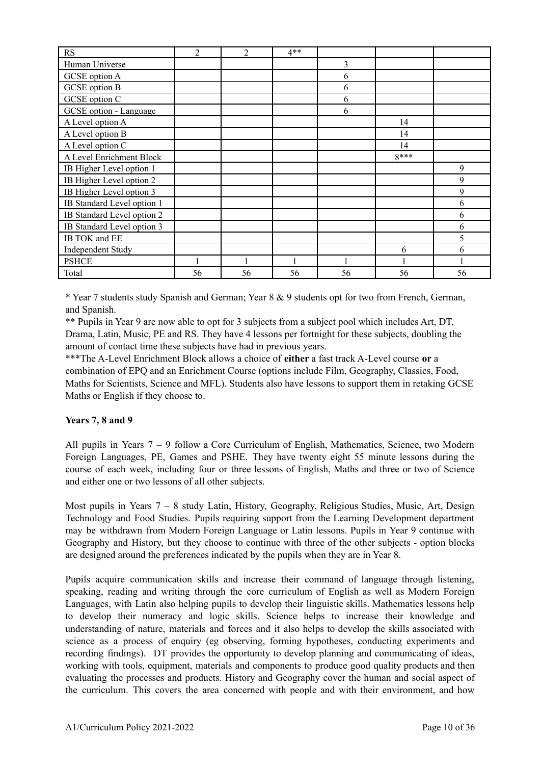| RS | 2 | 2 | 4** | | | |
|---|---|---|---|---|---|---|
| Human Universe | | | | 3 | | |
| GCSE option A | | | | 6 | | |
| GCSE option B | | | | 6 | | |
| GCSE option C | | | | 6 | | |
| GCSE option - Language | | | | 6 | | |
| A Level option A | | | | | 14 | |
| A Level option B | | | | | 14 | |
| A Level option C | | | | | 14 | |
| A Level Enrichment Block | | | | | 8*** | |
| IB Higher Level option 1 | | | | | | 9 |
| IB Higher Level option 2 | | | | | | 9 |
| IB Higher Level option 3 | | | | | | 9 |
| IB Standard Level option 1 | | | | | | 6 |
| IB Standard Level option 2 | | | | | | 6 |
| IB Standard Level option 3 | | | | | | 6 |
| IB TOK and EE | | | | | | 5 |
| Independent Study | | | | | 6 | 6 |
| PSHCE | 1 | 1 | 1 | 1 | 1 | 1 |
| Total | 56 | 56 | 56 | 56 | 56 | 56 |

* Year 7 students study Spanish and German; Year 8 & 9 students opt for two from French, German, and Spanish.

** Pupils in Year 9 are now able to opt for 3 subjects from a subject pool which includes Art, DT, Drama, Latin, Music, PE and RS. They have 4 lessons per fortnight for these subjects, doubling the amount of contact time these subjects have had in previous years.

***The A-Level Enrichment Block allows a choice of **either** a fast track A-Level course **or** a combination of EPQ and an Enrichment Course (options include Film, Geography, Classics, Food, Maths for Scientists, Science and MFL). Students also have lessons to support them in retaking GCSE Maths or English if they choose to.

**Years 7, 8 and 9**

All pupils in Years 7 – 9 follow a Core Curriculum of English, Mathematics, Science, two Modern Foreign Languages, PE, Games and PSHE. They have twenty eight 55 minute lessons during the course of each week, including four or three lessons of English, Maths and three or two of Science and either one or two lessons of all other subjects.

Most pupils in Years 7 – 8 study Latin, History, Geography, Religious Studies, Music, Art, Design Technology and Food Studies. Pupils requiring support from the Learning Development department may be withdrawn from Modern Foreign Language or Latin lessons. Pupils in Year 9 continue with Geography and History, but they choose to continue with three of the other subjects - option blocks are designed around the preferences indicated by the pupils when they are in Year 8.

Pupils acquire communication skills and increase their command of language through listening, speaking, reading and writing through the core curriculum of English as well as Modern Foreign Languages, with Latin also helping pupils to develop their linguistic skills. Mathematics lessons help to develop their numeracy and logic skills. Science helps to increase their knowledge and understanding of nature, materials and forces and it also helps to develop the skills associated with science as a process of enquiry (eg observing, forming hypotheses, conducting experiments and recording findings). DT provides the opportunity to develop planning and communicating of ideas, working with tools, equipment, materials and components to produce good quality products and then evaluating the processes and products. History and Geography cover the human and social aspect of the curriculum. This covers the area concerned with people and with their environment, and how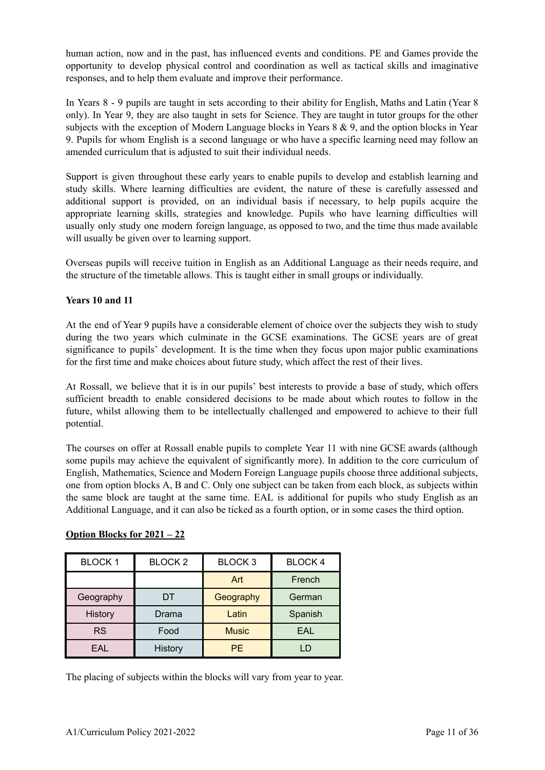human action, now and in the past, has influenced events and conditions. PE and Games provide the opportunity to develop physical control and coordination as well as tactical skills and imaginative responses, and to help them evaluate and improve their performance.

In Years 8 - 9 pupils are taught in sets according to their ability for English, Maths and Latin (Year 8 only). In Year 9, they are also taught in sets for Science. They are taught in tutor groups for the other subjects with the exception of Modern Language blocks in Years 8 & 9, and the option blocks in Year 9. Pupils for whom English is a second language or who have a specific learning need may follow an amended curriculum that is adjusted to suit their individual needs.

Support is given throughout these early years to enable pupils to develop and establish learning and study skills. Where learning difficulties are evident, the nature of these is carefully assessed and additional support is provided, on an individual basis if necessary, to help pupils acquire the appropriate learning skills, strategies and knowledge. Pupils who have learning difficulties will usually only study one modern foreign language, as opposed to two, and the time thus made available will usually be given over to learning support.

Overseas pupils will receive tuition in English as an Additional Language as their needs require, and the structure of the timetable allows. This is taught either in small groups or individually.

**Years 10 and 11**

At the end of Year 9 pupils have a considerable element of choice over the subjects they wish to study during the two years which culminate in the GCSE examinations. The GCSE years are of great significance to pupils' development. It is the time when they focus upon major public examinations for the first time and make choices about future study, which affect the rest of their lives.

At Rossall, we believe that it is in our pupils' best interests to provide a base of study, which offers sufficient breadth to enable considered decisions to be made about which routes to follow in the future, whilst allowing them to be intellectually challenged and empowered to achieve to their full potential.

The courses on offer at Rossall enable pupils to complete Year 11 with nine GCSE awards (although some pupils may achieve the equivalent of significantly more). In addition to the core curriculum of English, Mathematics, Science and Modern Foreign Language pupils choose three additional subjects, one from option blocks A, B and C. Only one subject can be taken from each block, as subjects within the same block are taught at the same time. EAL is additional for pupils who study English as an Additional Language, and it can also be ticked as a fourth option, or in some cases the third option.

**Option Blocks for 2021 – 22**

| BLOCK 1 | BLOCK 2 | BLOCK 3 | BLOCK 4 |
|---|---|---|---|
| | | Art | French |
| Geography | DT | Geography | German |
| History | Drama | Latin | Spanish |
| RS | Food | Music | EAL |
| EAL | History | PE | LD |

The placing of subjects within the blocks will vary from year to year.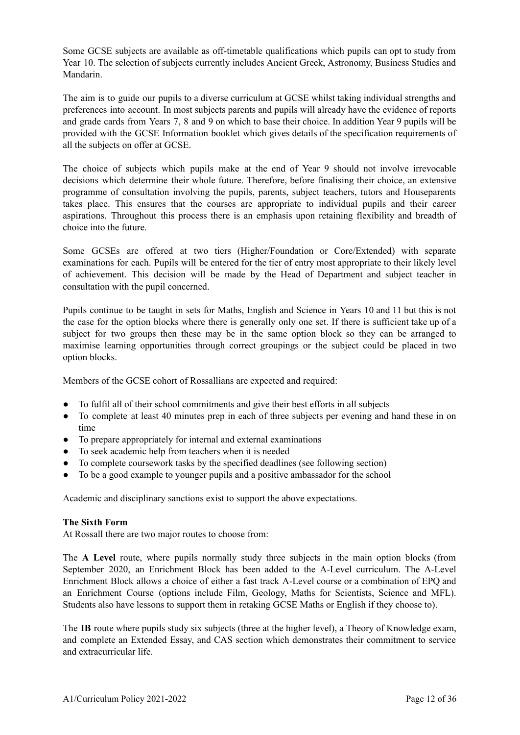Some GCSE subjects are available as off-timetable qualifications which pupils can opt to study from Year 10. The selection of subjects currently includes Ancient Greek, Astronomy, Business Studies and Mandarin.

The aim is to guide our pupils to a diverse curriculum at GCSE whilst taking individual strengths and preferences into account. In most subjects parents and pupils will already have the evidence of reports and grade cards from Years 7, 8 and 9 on which to base their choice. In addition Year 9 pupils will be provided with the GCSE Information booklet which gives details of the specification requirements of all the subjects on offer at GCSE.

The choice of subjects which pupils make at the end of Year 9 should not involve irrevocable decisions which determine their whole future. Therefore, before finalising their choice, an extensive programme of consultation involving the pupils, parents, subject teachers, tutors and Houseparents takes place. This ensures that the courses are appropriate to individual pupils and their career aspirations. Throughout this process there is an emphasis upon retaining flexibility and breadth of choice into the future.

Some GCSEs are offered at two tiers (Higher/Foundation or Core/Extended) with separate examinations for each. Pupils will be entered for the tier of entry most appropriate to their likely level of achievement. This decision will be made by the Head of Department and subject teacher in consultation with the pupil concerned.

Pupils continue to be taught in sets for Maths, English and Science in Years 10 and 11 but this is not the case for the option blocks where there is generally only one set. If there is sufficient take up of a subject for two groups then these may be in the same option block so they can be arranged to maximise learning opportunities through correct groupings or the subject could be placed in two option blocks.

Members of the GCSE cohort of Rossallians are expected and required:

- To fulfil all of their school commitments and give their best efforts in all subjects
- To complete at least 40 minutes prep in each of three subjects per evening and hand these in on time
- To prepare appropriately for internal and external examinations
- To seek academic help from teachers when it is needed
- To complete coursework tasks by the specified deadlines (see following section)
- To be a good example to younger pupils and a positive ambassador for the school

Academic and disciplinary sanctions exist to support the above expectations.

**The Sixth Form**

At Rossall there are two major routes to choose from:

The **A Level** route, where pupils normally study three subjects in the main option blocks (from September 2020, an Enrichment Block has been added to the A-Level curriculum. The A-Level Enrichment Block allows a choice of either a fast track A-Level course or a combination of EPQ and an Enrichment Course (options include Film, Geology, Maths for Scientists, Science and MFL). Students also have lessons to support them in retaking GCSE Maths or English if they choose to).

The **IB** route where pupils study six subjects (three at the higher level), a Theory of Knowledge exam, and complete an Extended Essay, and CAS section which demonstrates their commitment to service and extracurricular life.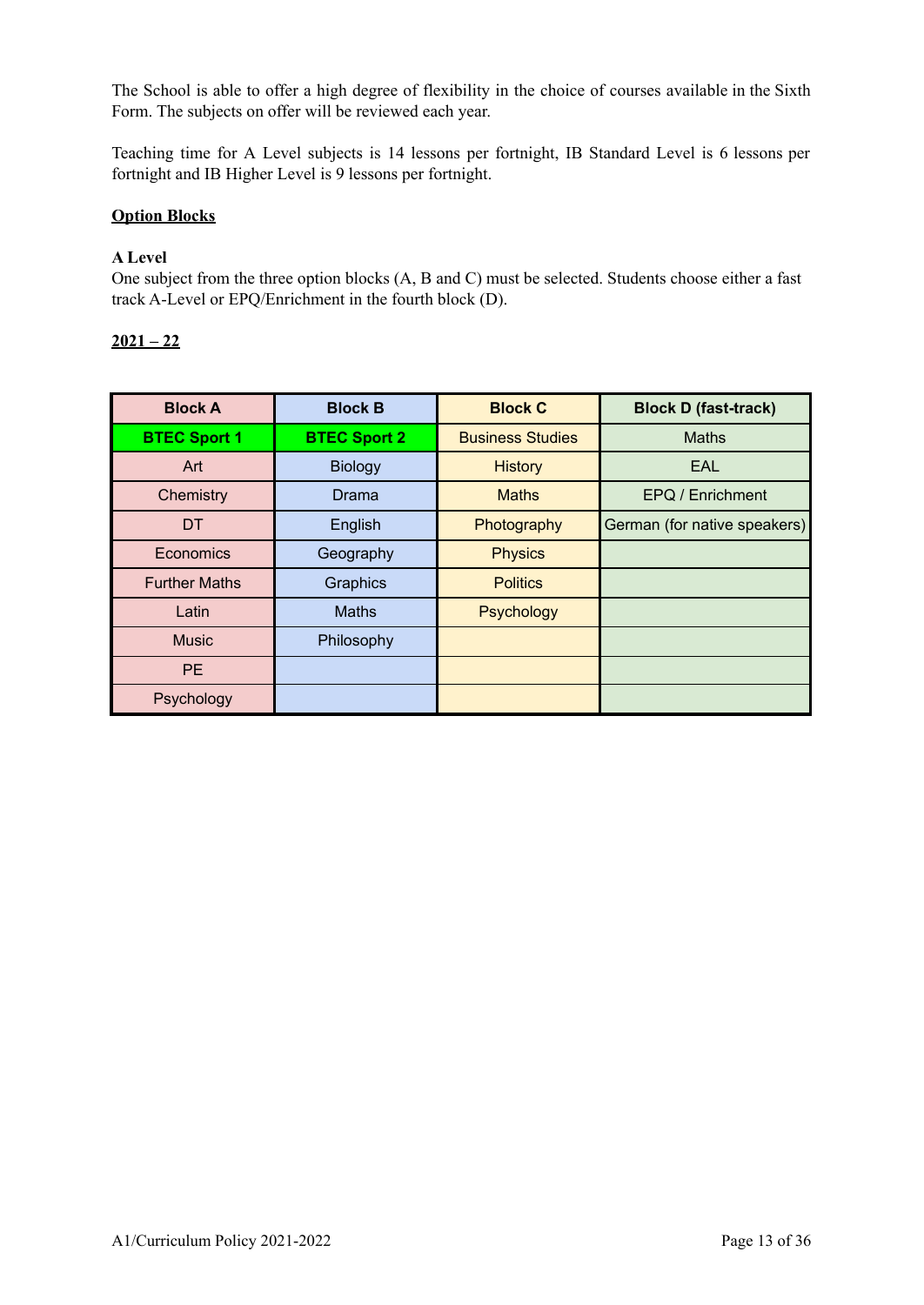The School is able to offer a high degree of flexibility in the choice of courses available in the Sixth Form. The subjects on offer will be reviewed each year.

Teaching time for A Level subjects is 14 lessons per fortnight, IB Standard Level is 6 lessons per fortnight and IB Higher Level is 9 lessons per fortnight.

## Option Blocks

### A Level

One subject from the three option blocks (A, B and C) must be selected. Students choose either a fast track A-Level or EPQ/Enrichment in the fourth block (D).

### 2021 – 22

| Block A | Block B | Block C | Block D (fast-track) |
|---|---|---|---|
| **BTEC Sport 1** | **BTEC Sport 2** | Business Studies | Maths |
| Art | Biology | History | EAL |
| Chemistry | Drama | Maths | EPQ / Enrichment |
| DT | English | Photography | German (for native speakers) |
| Economics | Geography | Physics | |
| Further Maths | Graphics | Politics | |
| Latin | Maths | Psychology | |
| Music | Philosophy | | |
| PE | | | |
| Psychology | | | |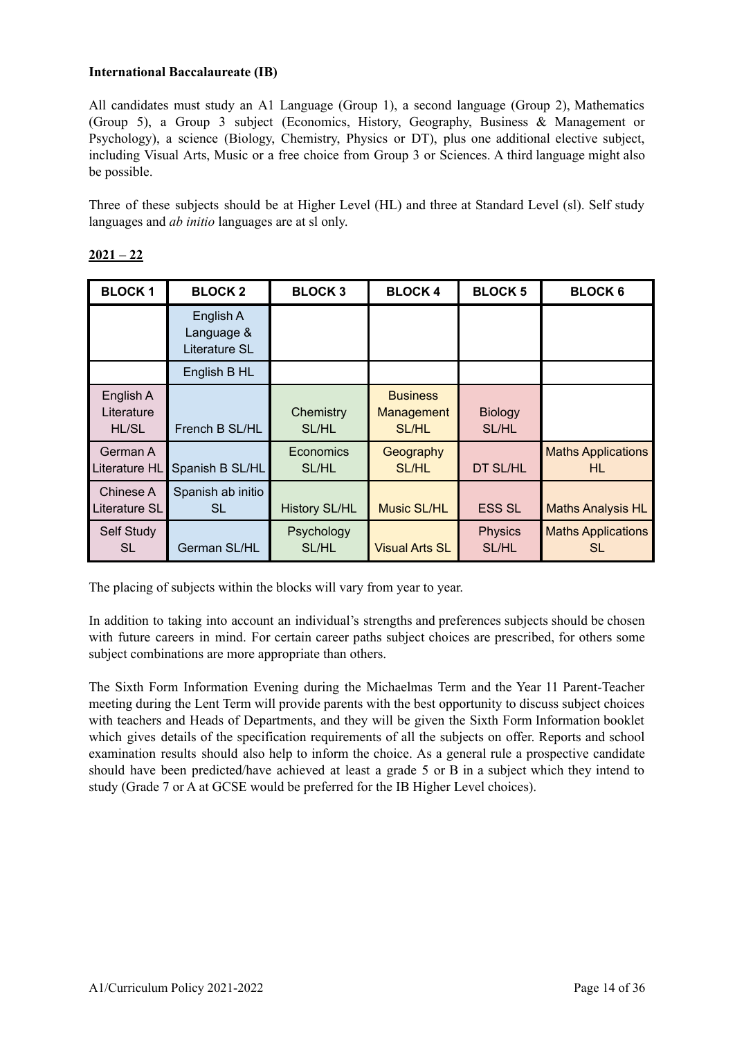**International Baccalaureate (IB)**

All candidates must study an A1 Language (Group 1), a second language (Group 2), Mathematics (Group 5), a Group 3 subject (Economics, History, Geography, Business & Management or Psychology), a science (Biology, Chemistry, Physics or DT), plus one additional elective subject, including Visual Arts, Music or a free choice from Group 3 or Sciences. A third language might also be possible.

Three of these subjects should be at Higher Level (HL) and three at Standard Level (sl). Self study languages and *ab initio* languages are at sl only.

**2021 – 22**

| BLOCK 1 | BLOCK 2 | BLOCK 3 | BLOCK 4 | BLOCK 5 | BLOCK 6 |
|---|---|---|---|---|---|
| | English A Language & Literature SL | | | | |
| | English B HL | | | | |
| English A Literature HL/SL | French B SL/HL | Chemistry SL/HL | Business Management SL/HL | Biology SL/HL | |
| German A Literature HL | Spanish B SL/HL | Economics SL/HL | Geography SL/HL | DT SL/HL | Maths Applications HL |
| Chinese A Literature SL | Spanish ab initio SL | History SL/HL | Music SL/HL | ESS SL | Maths Analysis HL |
| Self Study SL | German SL/HL | Psychology SL/HL | Visual Arts SL | Physics SL/HL | Maths Applications SL |

The placing of subjects within the blocks will vary from year to year.

In addition to taking into account an individual's strengths and preferences subjects should be chosen with future careers in mind. For certain career paths subject choices are prescribed, for others some subject combinations are more appropriate than others.

The Sixth Form Information Evening during the Michaelmas Term and the Year 11 Parent-Teacher meeting during the Lent Term will provide parents with the best opportunity to discuss subject choices with teachers and Heads of Departments, and they will be given the Sixth Form Information booklet which gives details of the specification requirements of all the subjects on offer. Reports and school examination results should also help to inform the choice. As a general rule a prospective candidate should have been predicted/have achieved at least a grade 5 or B in a subject which they intend to study (Grade 7 or A at GCSE would be preferred for the IB Higher Level choices).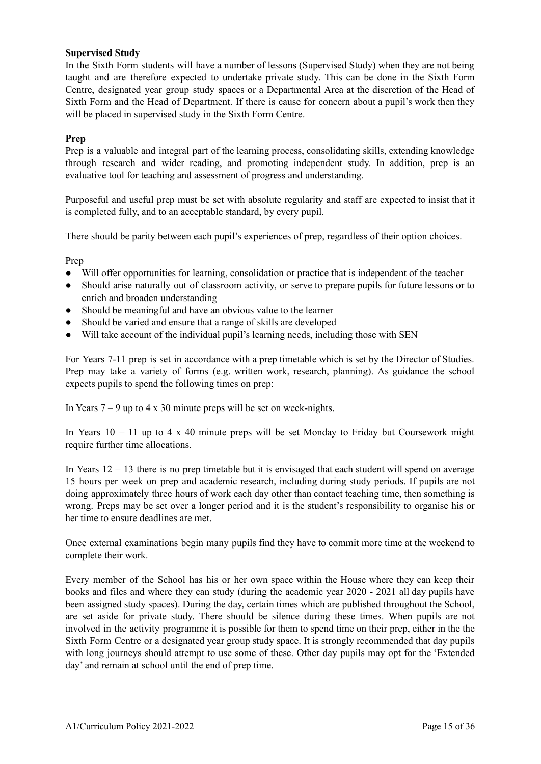**Supervised Study**

In the Sixth Form students will have a number of lessons (Supervised Study) when they are not being taught and are therefore expected to undertake private study. This can be done in the Sixth Form Centre, designated year group study spaces or a Departmental Area at the discretion of the Head of Sixth Form and the Head of Department. If there is cause for concern about a pupil's work then they will be placed in supervised study in the Sixth Form Centre.

**Prep**

Prep is a valuable and integral part of the learning process, consolidating skills, extending knowledge through research and wider reading, and promoting independent study. In addition, prep is an evaluative tool for teaching and assessment of progress and understanding.

Purposeful and useful prep must be set with absolute regularity and staff are expected to insist that it is completed fully, and to an acceptable standard, by every pupil.

There should be parity between each pupil's experiences of prep, regardless of their option choices.

Prep

- Will offer opportunities for learning, consolidation or practice that is independent of the teacher
- Should arise naturally out of classroom activity, or serve to prepare pupils for future lessons or to enrich and broaden understanding
- Should be meaningful and have an obvious value to the learner
- Should be varied and ensure that a range of skills are developed
- Will take account of the individual pupil's learning needs, including those with SEN

For Years 7-11 prep is set in accordance with a prep timetable which is set by the Director of Studies. Prep may take a variety of forms (e.g. written work, research, planning). As guidance the school expects pupils to spend the following times on prep:

In Years 7 – 9 up to 4 x 30 minute preps will be set on week-nights.

In Years 10 – 11 up to 4 x 40 minute preps will be set Monday to Friday but Coursework might require further time allocations.

In Years 12 – 13 there is no prep timetable but it is envisaged that each student will spend on average 15 hours per week on prep and academic research, including during study periods. If pupils are not doing approximately three hours of work each day other than contact teaching time, then something is wrong. Preps may be set over a longer period and it is the student's responsibility to organise his or her time to ensure deadlines are met.

Once external examinations begin many pupils find they have to commit more time at the weekend to complete their work.

Every member of the School has his or her own space within the House where they can keep their books and files and where they can study (during the academic year 2020 - 2021 all day pupils have been assigned study spaces). During the day, certain times which are published throughout the School, are set aside for private study. There should be silence during these times. When pupils are not involved in the activity programme it is possible for them to spend time on their prep, either in the the Sixth Form Centre or a designated year group study space. It is strongly recommended that day pupils with long journeys should attempt to use some of these. Other day pupils may opt for the 'Extended day' and remain at school until the end of prep time.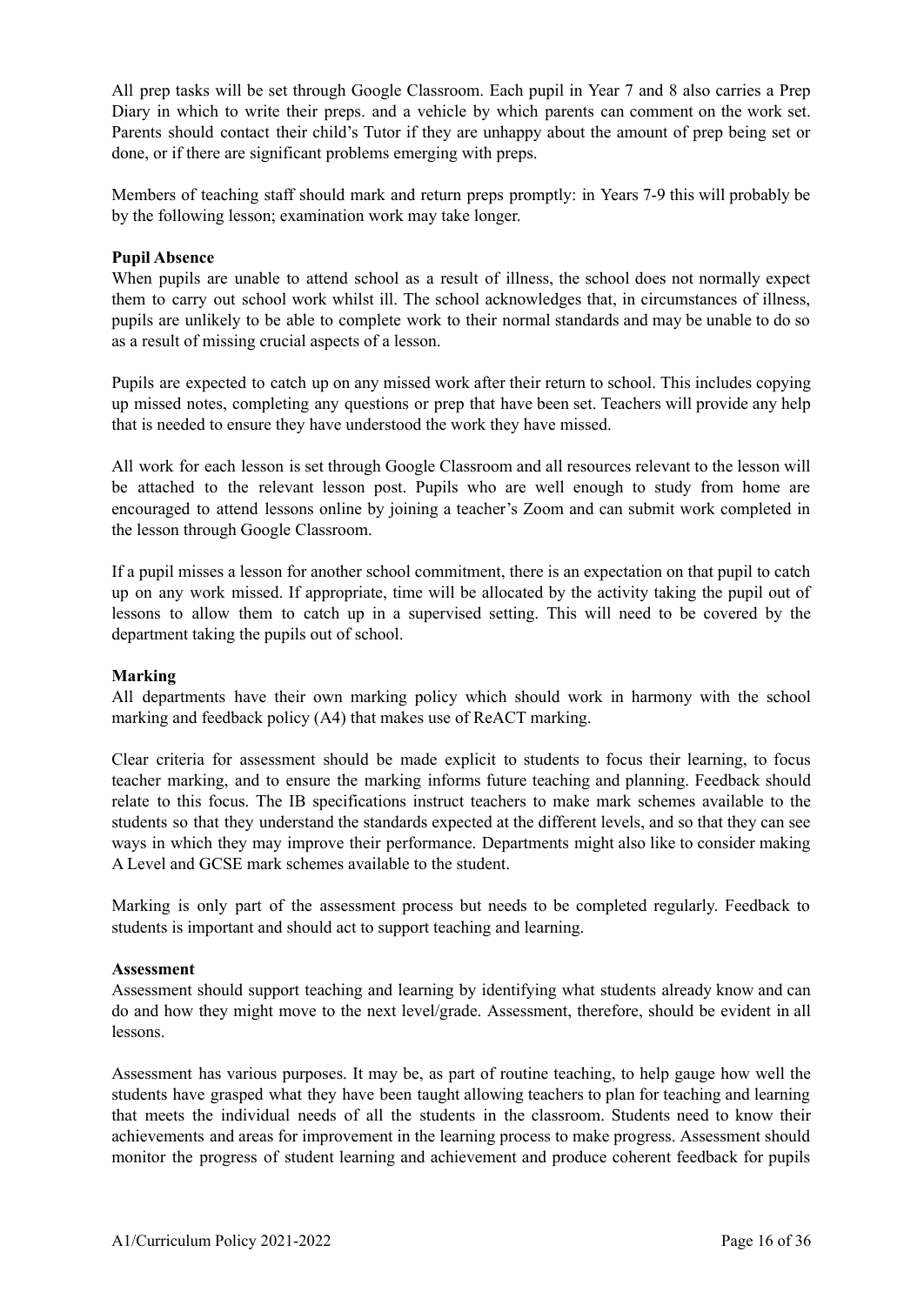All prep tasks will be set through Google Classroom. Each pupil in Year 7 and 8 also carries a Prep Diary in which to write their preps. and a vehicle by which parents can comment on the work set. Parents should contact their child's Tutor if they are unhappy about the amount of prep being set or done, or if there are significant problems emerging with preps.

Members of teaching staff should mark and return preps promptly: in Years 7-9 this will probably be by the following lesson; examination work may take longer.

**Pupil Absence**

When pupils are unable to attend school as a result of illness, the school does not normally expect them to carry out school work whilst ill. The school acknowledges that, in circumstances of illness, pupils are unlikely to be able to complete work to their normal standards and may be unable to do so as a result of missing crucial aspects of a lesson.

Pupils are expected to catch up on any missed work after their return to school. This includes copying up missed notes, completing any questions or prep that have been set. Teachers will provide any help that is needed to ensure they have understood the work they have missed.

All work for each lesson is set through Google Classroom and all resources relevant to the lesson will be attached to the relevant lesson post. Pupils who are well enough to study from home are encouraged to attend lessons online by joining a teacher's Zoom and can submit work completed in the lesson through Google Classroom.

If a pupil misses a lesson for another school commitment, there is an expectation on that pupil to catch up on any work missed. If appropriate, time will be allocated by the activity taking the pupil out of lessons to allow them to catch up in a supervised setting. This will need to be covered by the department taking the pupils out of school.

**Marking**

All departments have their own marking policy which should work in harmony with the school marking and feedback policy (A4) that makes use of ReACT marking.

Clear criteria for assessment should be made explicit to students to focus their learning, to focus teacher marking, and to ensure the marking informs future teaching and planning. Feedback should relate to this focus. The IB specifications instruct teachers to make mark schemes available to the students so that they understand the standards expected at the different levels, and so that they can see ways in which they may improve their performance. Departments might also like to consider making A Level and GCSE mark schemes available to the student.

Marking is only part of the assessment process but needs to be completed regularly. Feedback to students is important and should act to support teaching and learning.

**Assessment**

Assessment should support teaching and learning by identifying what students already know and can do and how they might move to the next level/grade. Assessment, therefore, should be evident in all lessons.

Assessment has various purposes. It may be, as part of routine teaching, to help gauge how well the students have grasped what they have been taught allowing teachers to plan for teaching and learning that meets the individual needs of all the students in the classroom. Students need to know their achievements and areas for improvement in the learning process to make progress. Assessment should monitor the progress of student learning and achievement and produce coherent feedback for pupils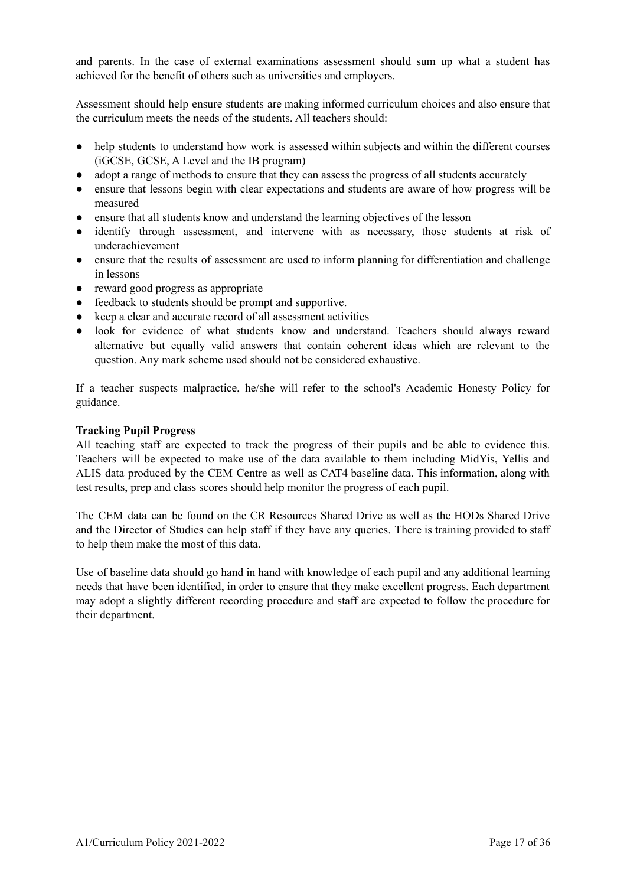and parents. In the case of external examinations assessment should sum up what a student has achieved for the benefit of others such as universities and employers.

Assessment should help ensure students are making informed curriculum choices and also ensure that the curriculum meets the needs of the students. All teachers should:

- help students to understand how work is assessed within subjects and within the different courses (iGCSE, GCSE, A Level and the IB program)
- adopt a range of methods to ensure that they can assess the progress of all students accurately
- ensure that lessons begin with clear expectations and students are aware of how progress will be measured
- ensure that all students know and understand the learning objectives of the lesson
- identify through assessment, and intervene with as necessary, those students at risk of underachievement
- ensure that the results of assessment are used to inform planning for differentiation and challenge in lessons
- reward good progress as appropriate
- feedback to students should be prompt and supportive.
- keep a clear and accurate record of all assessment activities
- look for evidence of what students know and understand. Teachers should always reward alternative but equally valid answers that contain coherent ideas which are relevant to the question. Any mark scheme used should not be considered exhaustive.

If a teacher suspects malpractice, he/she will refer to the school's Academic Honesty Policy for guidance.

**Tracking Pupil Progress**

All teaching staff are expected to track the progress of their pupils and be able to evidence this. Teachers will be expected to make use of the data available to them including MidYis, Yellis and ALIS data produced by the CEM Centre as well as CAT4 baseline data. This information, along with test results, prep and class scores should help monitor the progress of each pupil.

The CEM data can be found on the CR Resources Shared Drive as well as the HODs Shared Drive and the Director of Studies can help staff if they have any queries. There is training provided to staff to help them make the most of this data.

Use of baseline data should go hand in hand with knowledge of each pupil and any additional learning needs that have been identified, in order to ensure that they make excellent progress. Each department may adopt a slightly different recording procedure and staff are expected to follow the procedure for their department.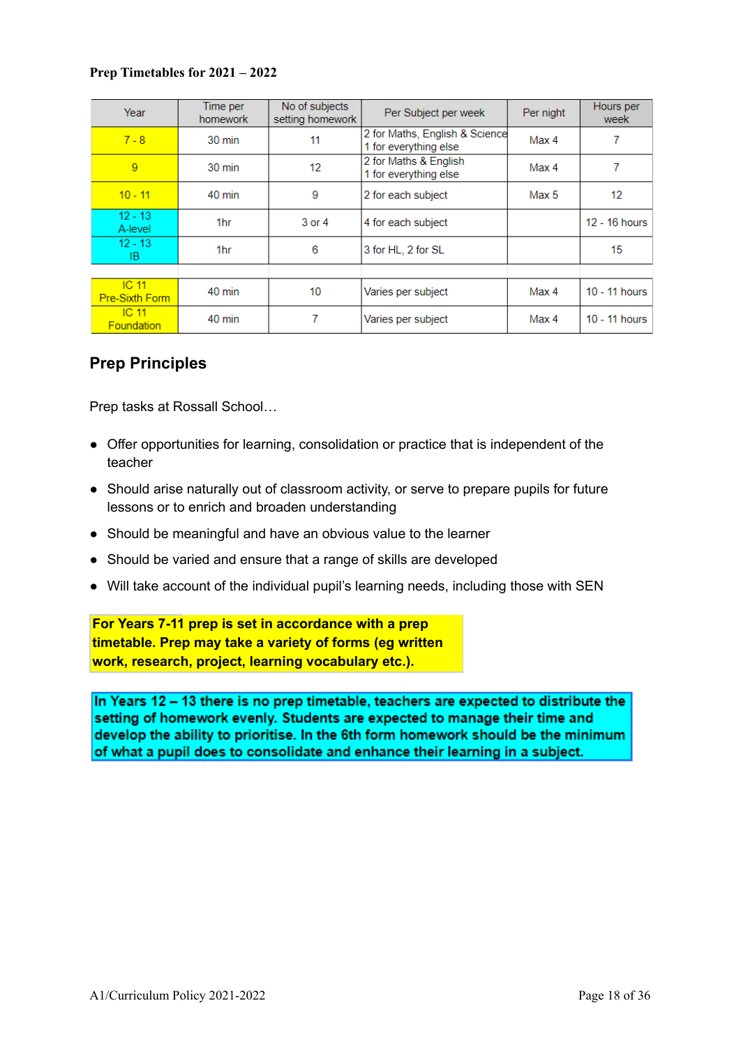**Prep Timetables for 2021 – 2022**

| Year | Time per homework | No of subjects setting homework | Per Subject per week | Per night | Hours per week |
|---|---|---|---|---|---|
| 7 - 8 | 30 min | 11 | 2 for Maths, English & Science<br>1 for everything else | Max 4 | 7 |
| 9 | 30 min | 12 | 2 for Maths & English<br>1 for everything else | Max 4 | 7 |
| 10 - 11 | 40 min | 9 | 2 for each subject | Max 5 | 12 |
| 12 - 13 A-level | 1hr | 3 or 4 | 4 for each subject | | 12 - 16 hours |
| 12 - 13 IB | 1hr | 6 | 3 for HL, 2 for SL | | 15 |
| | | | | | |
| IC 11 Pre-Sixth Form | 40 min | 10 | Varies per subject | Max 4 | 10 - 11 hours |
| IC 11 Foundation | 40 min | 7 | Varies per subject | Max 4 | 10 - 11 hours |

## Prep Principles

Prep tasks at Rossall School…

- Offer opportunities for learning, consolidation or practice that is independent of the teacher
- Should arise naturally out of classroom activity, or serve to prepare pupils for future lessons or to enrich and broaden understanding
- Should be meaningful and have an obvious value to the learner
- Should be varied and ensure that a range of skills are developed
- Will take account of the individual pupil's learning needs, including those with SEN

**For Years 7-11 prep is set in accordance with a prep timetable. Prep may take a variety of forms (eg written work, research, project, learning vocabulary etc.).**

**In Years 12 – 13 there is no prep timetable, teachers are expected to distribute the setting of homework evenly. Students are expected to manage their time and develop the ability to prioritise. In the 6th form homework should be the minimum of what a pupil does to consolidate and enhance their learning in a subject.**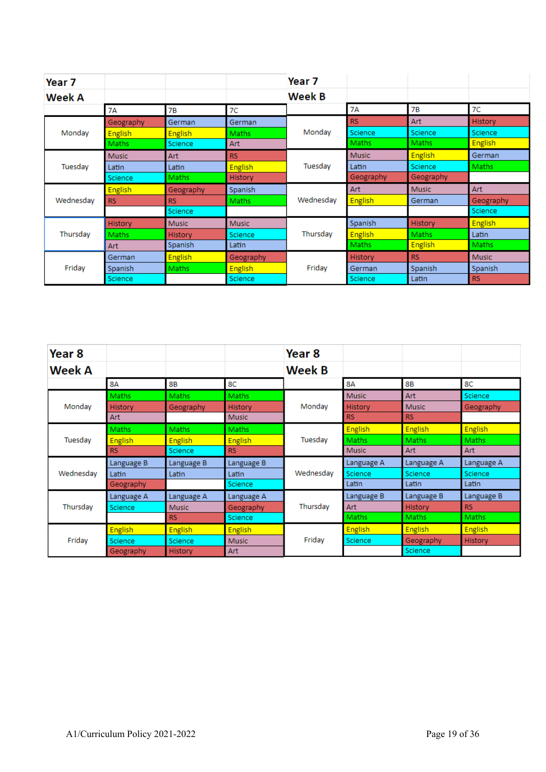## Year 7 Week A

| | 7A | 7B | 7C |
|---|---|---|---|
| Monday | Geography | German | German |
| | English | English | Maths |
| | Maths | Science | Art |
| Tuesday | Music | Art | RS |
| | Latin | Latin | English |
| | Science | Maths | History |
| Wednesday | English | Geography | Spanish |
| | RS | RS | Maths |
| | | Science | |
| Thursday | History | Music | Music |
| | Maths | History | Science |
| | Art | Spanish | Latin |
| Friday | German | English | Geography |
| | Spanish | Maths | English |
| | Science | | Science |

## Year 7 Week B

| | 7A | 7B | 7C |
|---|---|---|---|
| Monday | RS | Art | History |
| | Science | Science | Science |
| | Maths | Maths | English |
| Tuesday | Music | English | German |
| | Latin | Science | Maths |
| | Geography | Geography | |
| Wednesday | Art | Music | Art |
| | English | German | Geography |
| | | | Science |
| Thursday | Spanish | History | English |
| | English | Maths | Latin |
| | Maths | English | Maths |
| Friday | History | RS | Music |
| | German | Spanish | Spanish |
| | Science | Latin | RS |

## Year 8 Week A

| | 8A | 8B | 8C |
|---|---|---|---|
| Monday | Maths | Maths | Maths |
| | History | Geography | History |
| | Art | | Music |
| Tuesday | Maths | Maths | Maths |
| | English | English | English |
| | RS | Science | RS |
| Wednesday | Language B | Language B | Language B |
| | Latin | Latin | Latin |
| | Geography | | Science |
| Thursday | Language A | Language A | Language A |
| | Science | Music | Geography |
| | | RS | Science |
| Friday | English | English | English |
| | Science | Science | Music |
| | Geography | History | Art |

## Year 8 Week B

| | 8A | 8B | 8C |
|---|---|---|---|
| Monday | Music | Art | Science |
| | History | Music | Geography |
| | RS | RS | |
| Tuesday | English | English | English |
| | Maths | Maths | Maths |
| | Music | Art | Art |
| Wednesday | Language A | Language A | Language A |
| | Science | Science | Science |
| | Latin | Latin | Latin |
| Thursday | Language B | Language B | Language B |
| | Art | History | RS |
| | Maths | Maths | Maths |
| Friday | English | English | English |
| | Science | Geography | History |
| | | Science | |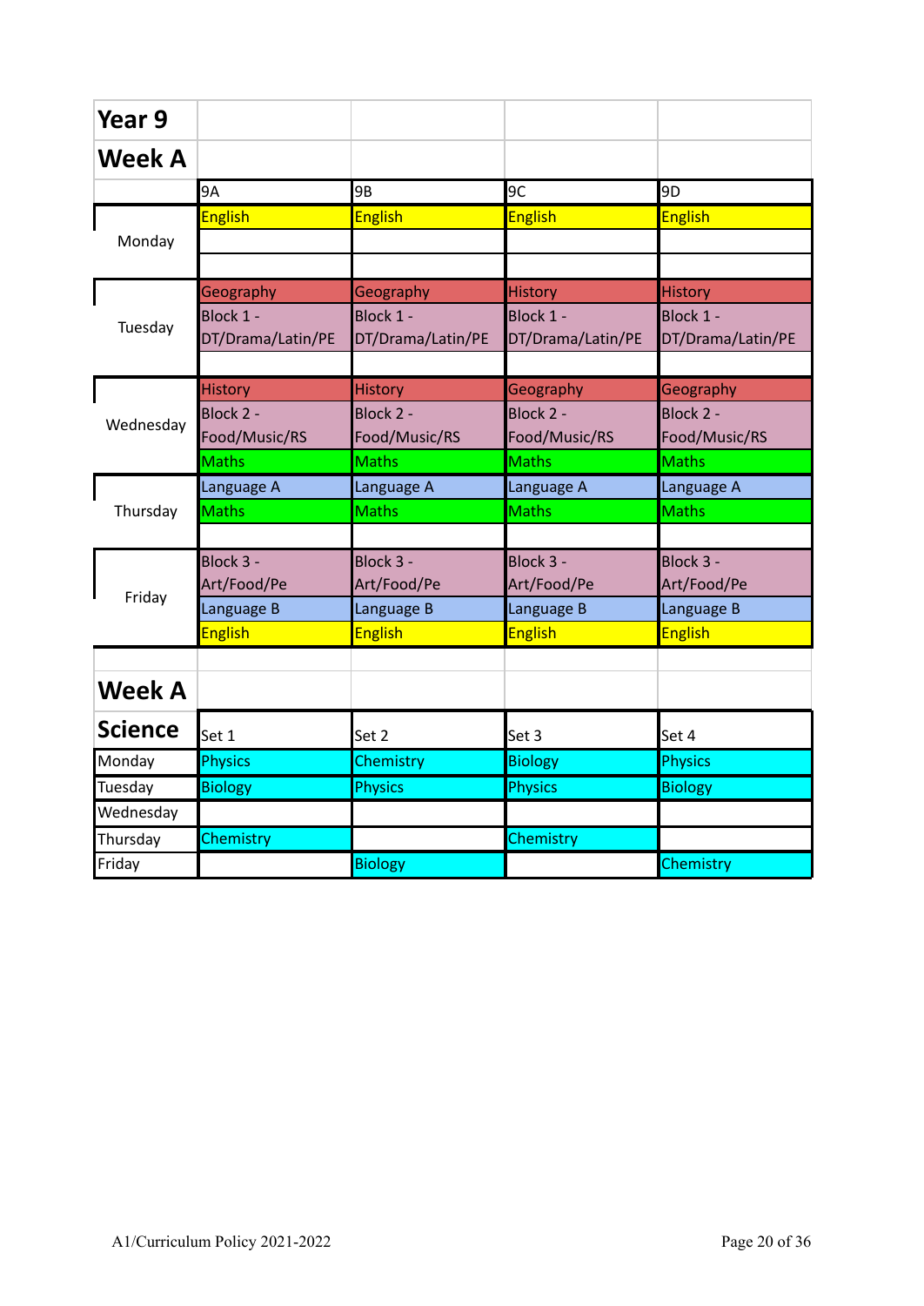# Year 9

## Week A

| | 9A | 9B | 9C | 9D |
|---|---|---|---|---|
| Monday | English | English | English | English |
| | | | | |
| | | | | |
| Tuesday | Geography | Geography | History | History |
| | Block 1 - DT/Drama/Latin/PE | Block 1 - DT/Drama/Latin/PE | Block 1 - DT/Drama/Latin/PE | Block 1 - DT/Drama/Latin/PE |
| | | | | |
| Wednesday | History | History | Geography | Geography |
| | Block 2 - Food/Music/RS | Block 2 - Food/Music/RS | Block 2 - Food/Music/RS | Block 2 - Food/Music/RS |
| | Maths | Maths | Maths | Maths |
| Thursday | Language A | Language A | Language A | Language A |
| | Maths | Maths | Maths | Maths |
| | | | | |
| Friday | Block 3 - Art/Food/Pe | Block 3 - Art/Food/Pe | Block 3 - Art/Food/Pe | Block 3 - Art/Food/Pe |
| | Language B | Language B | Language B | Language B |
| | English | English | English | English |

## Week A

## Science

| | Set 1 | Set 2 | Set 3 | Set 4 |
|---|---|---|---|---|
| Monday | Physics | Chemistry | Biology | Physics |
| Tuesday | Biology | Physics | Physics | Biology |
| Wednesday | | | | |
| Thursday | Chemistry | | Chemistry | |
| Friday | | Biology | | Chemistry |

A1/Curriculum Policy 2021-2022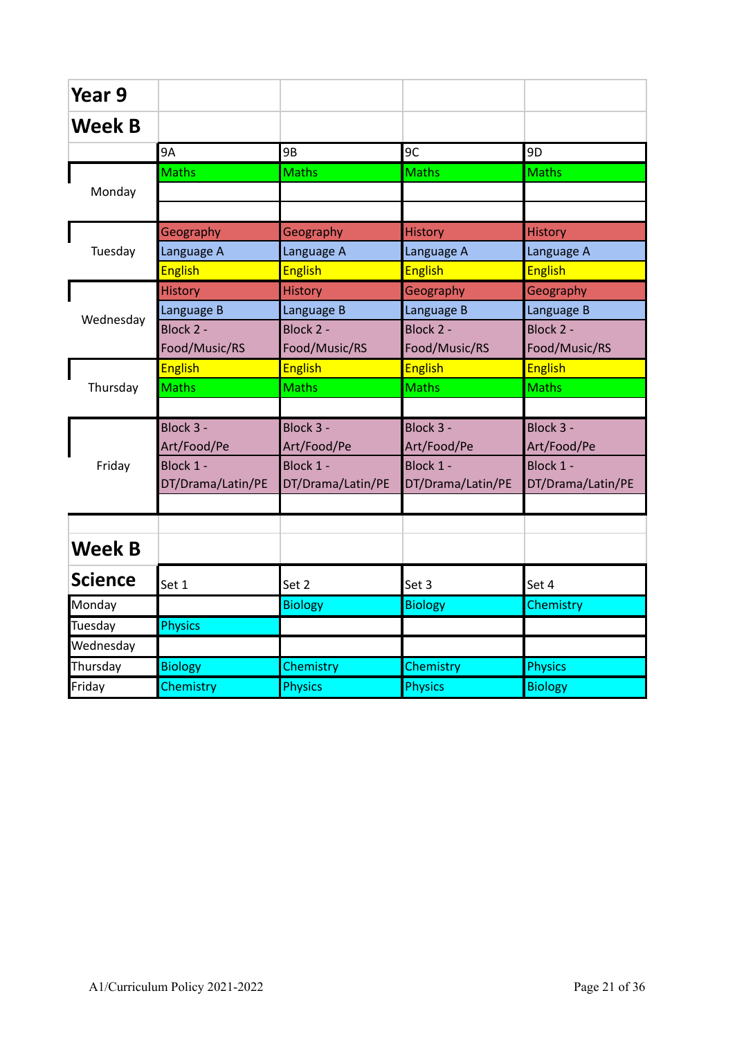# Year 9

## Week B

| | 9A | 9B | 9C | 9D |
|---|---|---|---|---|
| Monday | Maths | Maths | Maths | Maths |
| | | | | |
| | | | | |
| Tuesday | Geography | Geography | History | History |
| | Language A | Language A | Language A | Language A |
| | English | English | English | English |
| Wednesday | History | History | Geography | Geography |
| | Language B | Language B | Language B | Language B |
| | Block 2 - Food/Music/RS | Block 2 - Food/Music/RS | Block 2 - Food/Music/RS | Block 2 - Food/Music/RS |
| Thursday | English | English | English | English |
| | Maths | Maths | Maths | Maths |
| | | | | |
| Friday | Block 3 - Art/Food/Pe | Block 3 - Art/Food/Pe | Block 3 - Art/Food/Pe | Block 3 - Art/Food/Pe |
| | Block 1 - DT/Drama/Latin/PE | Block 1 - DT/Drama/Latin/PE | Block 1 - DT/Drama/Latin/PE | Block 1 - DT/Drama/Latin/PE |
| | | | | |

## Week B

| Science | Set 1 | Set 2 | Set 3 | Set 4 |
|---|---|---|---|---|
| Monday | | Biology | Biology | Chemistry |
| Tuesday | Physics | | | |
| Wednesday | | | | |
| Thursday | Biology | Chemistry | Chemistry | Physics |
| Friday | Chemistry | Physics | Physics | Biology |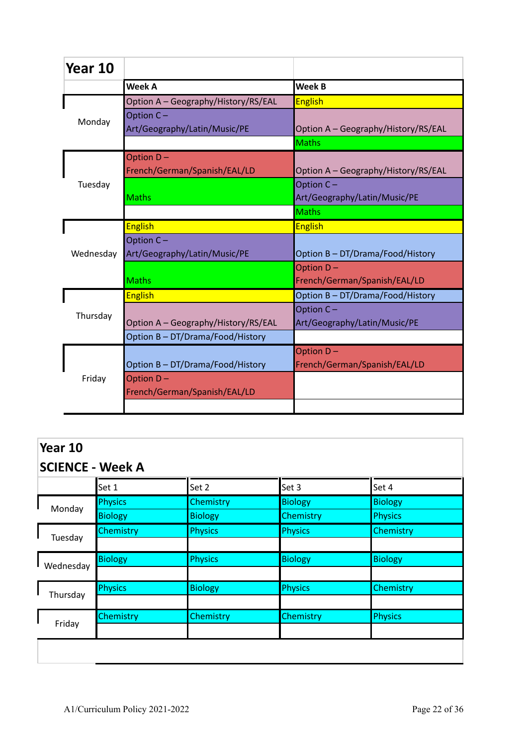## Year 10

| | Week A | Week B |
|---|---|---|
| Monday | Option A – Geography/History/RS/EAL | English |
| | Option C – Art/Geography/Latin/Music/PE | Option A – Geography/History/RS/EAL |
| | | Maths |
| Tuesday | Option D – French/German/Spanish/EAL/LD | Option A – Geography/History/RS/EAL |
| | Maths | Option C – Art/Geography/Latin/Music/PE |
| | | Maths |
| Wednesday | English | English |
| | Option C – Art/Geography/Latin/Music/PE | Option B – DT/Drama/Food/History |
| | Maths | Option D – French/German/Spanish/EAL/LD |
| Thursday | English | Option B – DT/Drama/Food/History |
| | Option A – Geography/History/RS/EAL | Option C – Art/Geography/Latin/Music/PE |
| | Option B – DT/Drama/Food/History | |
| Friday | Option B – DT/Drama/Food/History | Option D – French/German/Spanish/EAL/LD |
| | Option D – French/German/Spanish/EAL/LD | |
| | | |

## Year 10
## SCIENCE - Week A

| | Set 1 | Set 2 | Set 3 | Set 4 |
|---|---|---|---|---|
| Monday | Physics | Chemistry | Biology | Biology |
| | Biology | Biology | Chemistry | Physics |
| Tuesday | Chemistry | Physics | Physics | Chemistry |
| | | | | |
| Wednesday | Biology | Physics | Biology | Biology |
| | | | | |
| Thursday | Physics | Biology | Physics | Chemistry |
| | | | | |
| Friday | Chemistry | Chemistry | Chemistry | Physics |
| | | | | |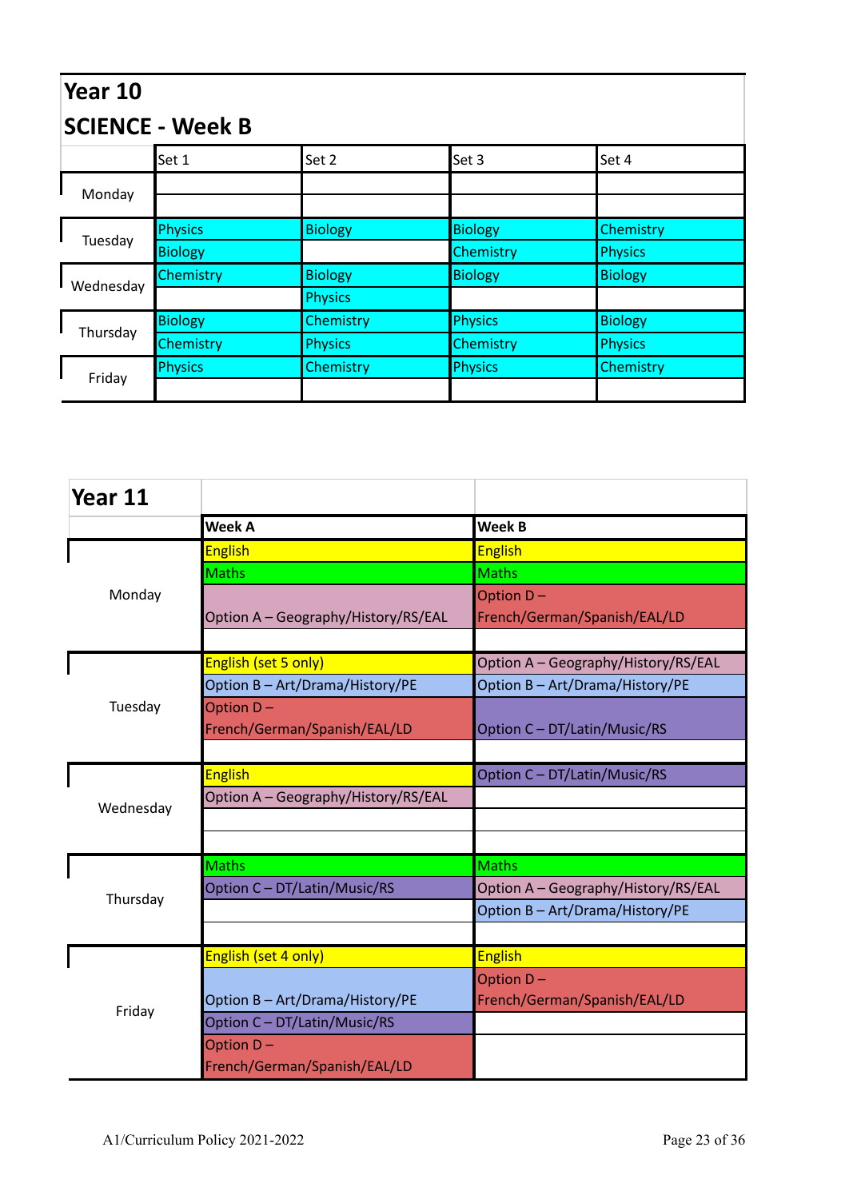## Year 10

### SCIENCE - Week B

| | Set 1 | Set 2 | Set 3 | Set 4 |
|---|---|---|---|---|
| Monday | | | | |
| | | | | |
| Tuesday | Physics | Biology | Biology | Chemistry |
| | Biology | | Chemistry | Physics |
| Wednesday | Chemistry | Biology | Biology | Biology |
| | | Physics | | |
| Thursday | Biology | Chemistry | Physics | Biology |
| | Chemistry | Physics | Chemistry | Physics |
| Friday | Physics | Chemistry | Physics | Chemistry |
| | | | | |

## Year 11

| | Week A | Week B |
|---|---|---|
| Monday | English | English |
| | Maths | Maths |
| | Option A – Geography/History/RS/EAL | Option D – French/German/Spanish/EAL/LD |
| | | |
| Tuesday | English (set 5 only) | Option A – Geography/History/RS/EAL |
| | Option B – Art/Drama/History/PE | Option B – Art/Drama/History/PE |
| | Option D – French/German/Spanish/EAL/LD | Option C – DT/Latin/Music/RS |
| | | |
| Wednesday | English | Option C – DT/Latin/Music/RS |
| | Option A – Geography/History/RS/EAL | |
| | | |
| | | |
| Thursday | Maths | Maths |
| | Option C – DT/Latin/Music/RS | Option A – Geography/History/RS/EAL |
| | | Option B – Art/Drama/History/PE |
| | | |
| Friday | English (set 4 only) | English |
| | Option B – Art/Drama/History/PE | Option D – French/German/Spanish/EAL/LD |
| | Option C – DT/Latin/Music/RS | |
| | Option D – French/German/Spanish/EAL/LD | |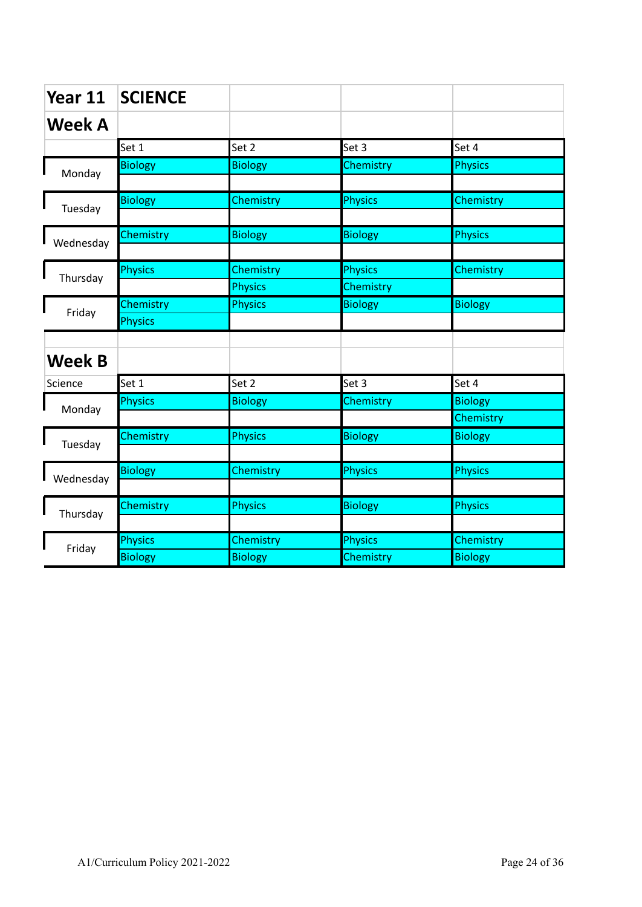| Year 11 | SCIENCE | | | |
|---|---|---|---|---|
| **Week A** | | | | |
| | Set 1 | Set 2 | Set 3 | Set 4 |
| Monday | Biology | Biology | Chemistry | Physics |
| | | | | |
| Tuesday | Biology | Chemistry | Physics | Chemistry |
| | | | | |
| Wednesday | Chemistry | Biology | Biology | Physics |
| | | | | |
| Thursday | Physics | Chemistry | Physics | Chemistry |
| | | Physics | Chemistry | |
| Friday | Chemistry | Physics | Biology | Biology |
| | Physics | | | |

| **Week B** | | | | |
|---|---|---|---|---|
| Science | Set 1 | Set 2 | Set 3 | Set 4 |
| Monday | Physics | Biology | Chemistry | Biology |
| | | | | Chemistry |
| Tuesday | Chemistry | Physics | Biology | Biology |
| | | | | |
| Wednesday | Biology | Chemistry | Physics | Physics |
| | | | | |
| Thursday | Chemistry | Physics | Biology | Physics |
| | | | | |
| Friday | Physics | Chemistry | Physics | Chemistry |
| | Biology | Biology | Chemistry | Biology |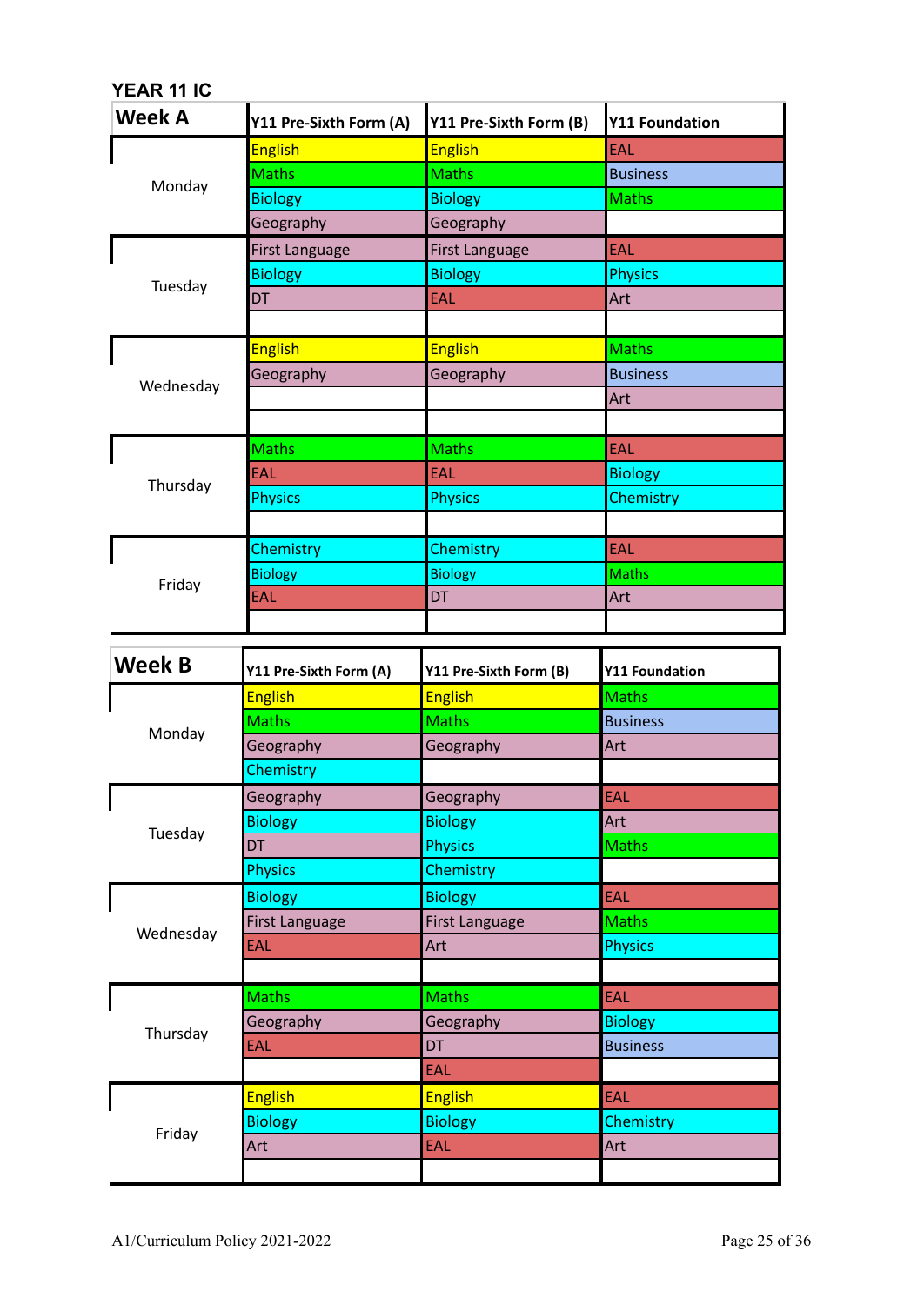## YEAR 11 IC

| Week A | Y11 Pre-Sixth Form (A) | Y11 Pre-Sixth Form (B) | Y11 Foundation |
|---|---|---|---|
| Monday | English | English | EAL |
| | Maths | Maths | Business |
| | Biology | Biology | Maths |
| | Geography | Geography | |
| Tuesday | First Language | First Language | EAL |
| | Biology | Biology | Physics |
| | DT | EAL | Art |
| | | | |
| Wednesday | English | English | Maths |
| | Geography | Geography | Business |
| | | | Art |
| | | | |
| Thursday | Maths | Maths | EAL |
| | EAL | EAL | Biology |
| | Physics | Physics | Chemistry |
| | | | |
| Friday | Chemistry | Chemistry | EAL |
| | Biology | Biology | Maths |
| | EAL | DT | Art |
| | | | |

| Week B | Y11 Pre-Sixth Form (A) | Y11 Pre-Sixth Form (B) | Y11 Foundation |
|---|---|---|---|
| Monday | English | English | Maths |
| | Maths | Maths | Business |
| | Geography | Geography | Art |
| | Chemistry | | |
| Tuesday | Geography | Geography | EAL |
| | Biology | Biology | Art |
| | DT | Physics | Maths |
| | Physics | Chemistry | |
| Wednesday | Biology | Biology | EAL |
| | First Language | First Language | Maths |
| | EAL | Art | Physics |
| | | | |
| Thursday | Maths | Maths | EAL |
| | Geography | Geography | Biology |
| | EAL | DT | Business |
| | | EAL | |
| Friday | English | English | EAL |
| | Biology | Biology | Chemistry |
| | Art | EAL | Art |
| | | | |

A1/Curriculum Policy 2021-2022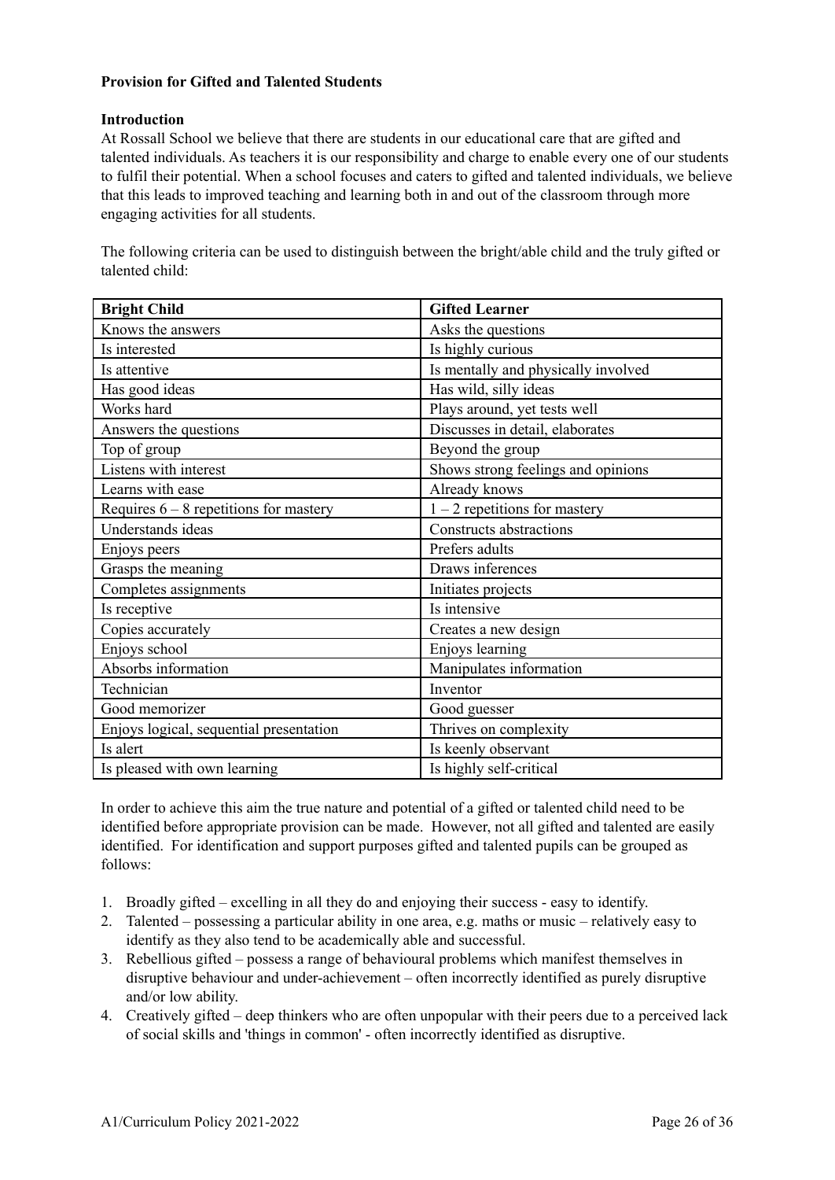**Provision for Gifted and Talented Students**

**Introduction**

At Rossall School we believe that there are students in our educational care that are gifted and talented individuals. As teachers it is our responsibility and charge to enable every one of our students to fulfil their potential. When a school focuses and caters to gifted and talented individuals, we believe that this leads to improved teaching and learning both in and out of the classroom through more engaging activities for all students.

The following criteria can be used to distinguish between the bright/able child and the truly gifted or talented child:

| **Bright Child** | **Gifted Learner** |
|---|---|
| Knows the answers | Asks the questions |
| Is interested | Is highly curious |
| Is attentive | Is mentally and physically involved |
| Has good ideas | Has wild, silly ideas |
| Works hard | Plays around, yet tests well |
| Answers the questions | Discusses in detail, elaborates |
| Top of group | Beyond the group |
| Listens with interest | Shows strong feelings and opinions |
| Learns with ease | Already knows |
| Requires 6 – 8 repetitions for mastery | 1 – 2 repetitions for mastery |
| Understands ideas | Constructs abstractions |
| Enjoys peers | Prefers adults |
| Grasps the meaning | Draws inferences |
| Completes assignments | Initiates projects |
| Is receptive | Is intensive |
| Copies accurately | Creates a new design |
| Enjoys school | Enjoys learning |
| Absorbs information | Manipulates information |
| Technician | Inventor |
| Good memorizer | Good guesser |
| Enjoys logical, sequential presentation | Thrives on complexity |
| Is alert | Is keenly observant |
| Is pleased with own learning | Is highly self-critical |

In order to achieve this aim the true nature and potential of a gifted or talented child need to be identified before appropriate provision can be made. However, not all gifted and talented are easily identified. For identification and support purposes gifted and talented pupils can be grouped as follows:

1. Broadly gifted – excelling in all they do and enjoying their success - easy to identify.
2. Talented – possessing a particular ability in one area, e.g. maths or music – relatively easy to identify as they also tend to be academically able and successful.
3. Rebellious gifted – possess a range of behavioural problems which manifest themselves in disruptive behaviour and under-achievement – often incorrectly identified as purely disruptive and/or low ability.
4. Creatively gifted – deep thinkers who are often unpopular with their peers due to a perceived lack of social skills and 'things in common' - often incorrectly identified as disruptive.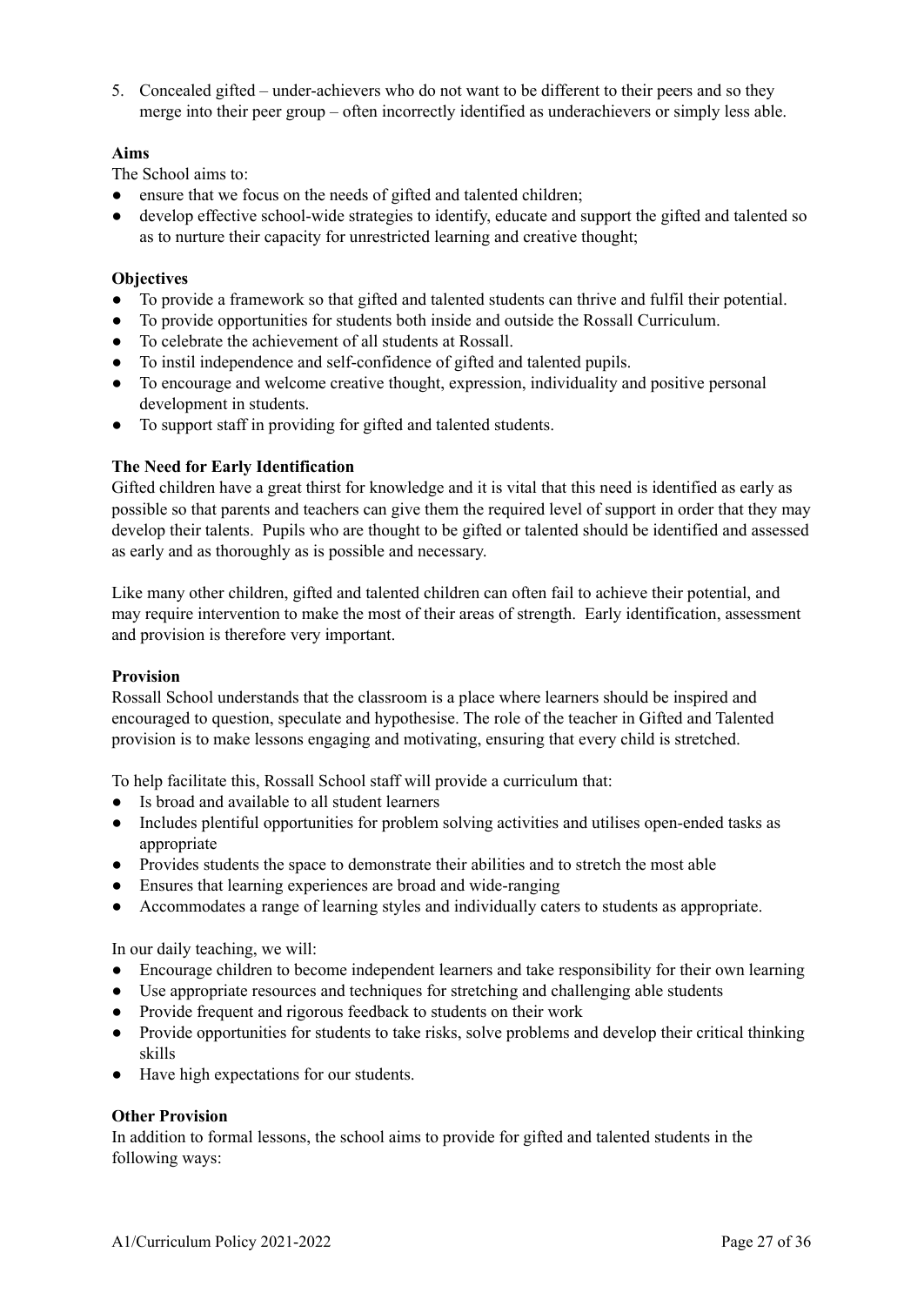5. Concealed gifted – under-achievers who do not want to be different to their peers and so they merge into their peer group – often incorrectly identified as underachievers or simply less able.

**Aims**

The School aims to:

- ensure that we focus on the needs of gifted and talented children;
- develop effective school-wide strategies to identify, educate and support the gifted and talented so as to nurture their capacity for unrestricted learning and creative thought;

**Objectives**

- To provide a framework so that gifted and talented students can thrive and fulfil their potential.
- To provide opportunities for students both inside and outside the Rossall Curriculum.
- To celebrate the achievement of all students at Rossall.
- To instil independence and self-confidence of gifted and talented pupils.
- To encourage and welcome creative thought, expression, individuality and positive personal development in students.
- To support staff in providing for gifted and talented students.

**The Need for Early Identification**

Gifted children have a great thirst for knowledge and it is vital that this need is identified as early as possible so that parents and teachers can give them the required level of support in order that they may develop their talents. Pupils who are thought to be gifted or talented should be identified and assessed as early and as thoroughly as is possible and necessary.

Like many other children, gifted and talented children can often fail to achieve their potential, and may require intervention to make the most of their areas of strength. Early identification, assessment and provision is therefore very important.

**Provision**

Rossall School understands that the classroom is a place where learners should be inspired and encouraged to question, speculate and hypothesise. The role of the teacher in Gifted and Talented provision is to make lessons engaging and motivating, ensuring that every child is stretched.

To help facilitate this, Rossall School staff will provide a curriculum that:

- Is broad and available to all student learners
- Includes plentiful opportunities for problem solving activities and utilises open-ended tasks as appropriate
- Provides students the space to demonstrate their abilities and to stretch the most able
- Ensures that learning experiences are broad and wide-ranging
- Accommodates a range of learning styles and individually caters to students as appropriate.

In our daily teaching, we will:

- Encourage children to become independent learners and take responsibility for their own learning
- Use appropriate resources and techniques for stretching and challenging able students
- Provide frequent and rigorous feedback to students on their work
- Provide opportunities for students to take risks, solve problems and develop their critical thinking skills
- Have high expectations for our students.

**Other Provision**

In addition to formal lessons, the school aims to provide for gifted and talented students in the following ways: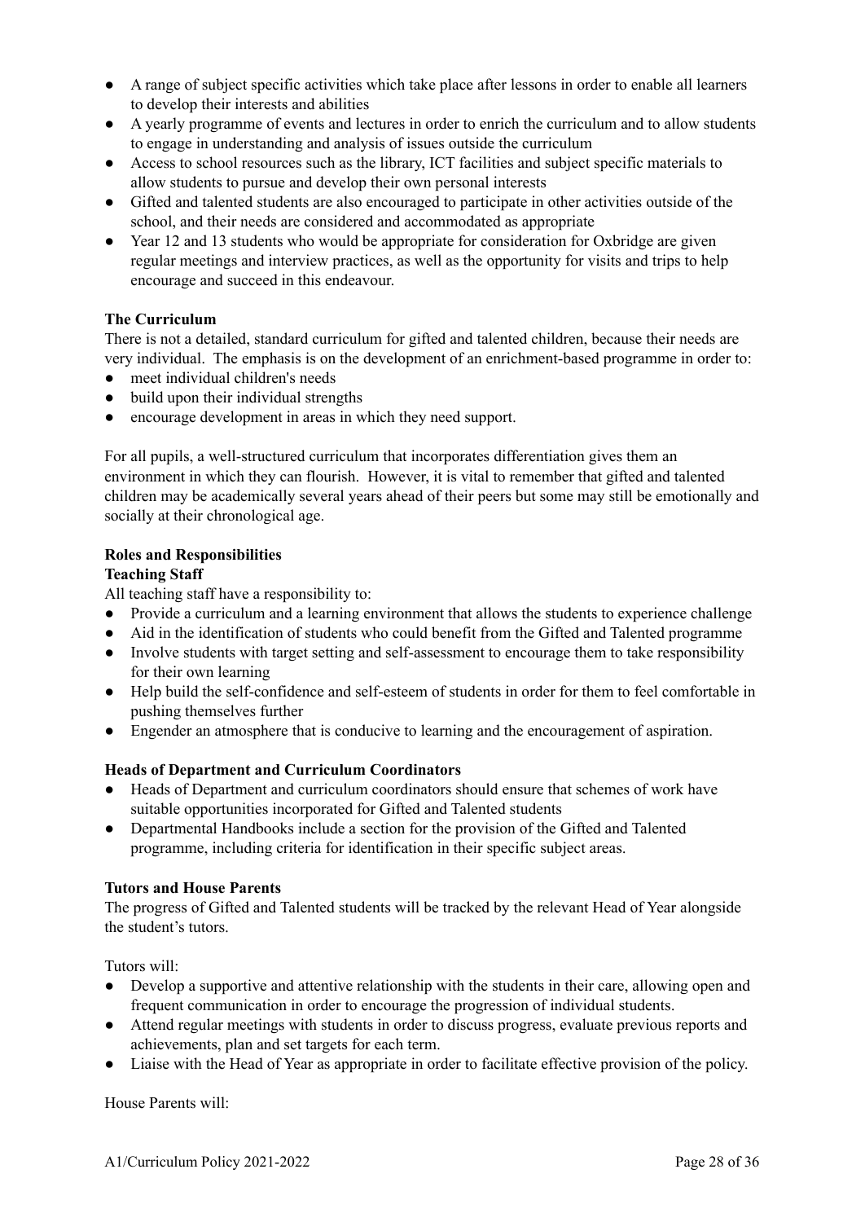- A range of subject specific activities which take place after lessons in order to enable all learners to develop their interests and abilities
- A yearly programme of events and lectures in order to enrich the curriculum and to allow students to engage in understanding and analysis of issues outside the curriculum
- Access to school resources such as the library, ICT facilities and subject specific materials to allow students to pursue and develop their own personal interests
- Gifted and talented students are also encouraged to participate in other activities outside of the school, and their needs are considered and accommodated as appropriate
- Year 12 and 13 students who would be appropriate for consideration for Oxbridge are given regular meetings and interview practices, as well as the opportunity for visits and trips to help encourage and succeed in this endeavour.

**The Curriculum**

There is not a detailed, standard curriculum for gifted and talented children, because their needs are very individual. The emphasis is on the development of an enrichment-based programme in order to:

- meet individual children's needs
- build upon their individual strengths
- encourage development in areas in which they need support.

For all pupils, a well-structured curriculum that incorporates differentiation gives them an environment in which they can flourish. However, it is vital to remember that gifted and talented children may be academically several years ahead of their peers but some may still be emotionally and socially at their chronological age.

**Roles and Responsibilities**

**Teaching Staff**

All teaching staff have a responsibility to:

- Provide a curriculum and a learning environment that allows the students to experience challenge
- Aid in the identification of students who could benefit from the Gifted and Talented programme
- Involve students with target setting and self-assessment to encourage them to take responsibility for their own learning
- Help build the self-confidence and self-esteem of students in order for them to feel comfortable in pushing themselves further
- Engender an atmosphere that is conducive to learning and the encouragement of aspiration.

**Heads of Department and Curriculum Coordinators**

- Heads of Department and curriculum coordinators should ensure that schemes of work have suitable opportunities incorporated for Gifted and Talented students
- Departmental Handbooks include a section for the provision of the Gifted and Talented programme, including criteria for identification in their specific subject areas.

**Tutors and House Parents**

The progress of Gifted and Talented students will be tracked by the relevant Head of Year alongside the student's tutors.

Tutors will:

- Develop a supportive and attentive relationship with the students in their care, allowing open and frequent communication in order to encourage the progression of individual students.
- Attend regular meetings with students in order to discuss progress, evaluate previous reports and achievements, plan and set targets for each term.
- Liaise with the Head of Year as appropriate in order to facilitate effective provision of the policy.

House Parents will: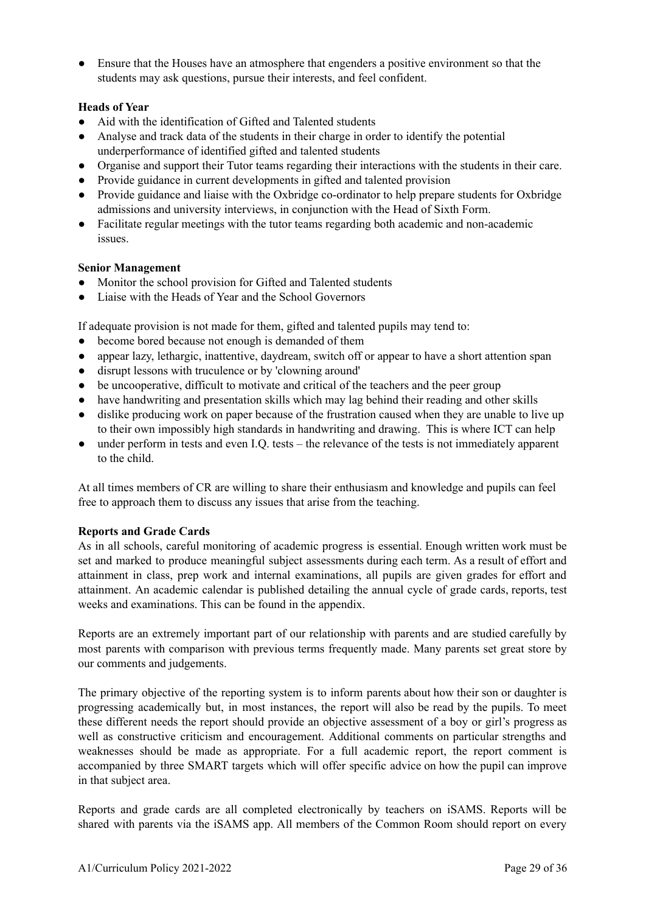- Ensure that the Houses have an atmosphere that engenders a positive environment so that the students may ask questions, pursue their interests, and feel confident.

**Heads of Year**

- Aid with the identification of Gifted and Talented students
- Analyse and track data of the students in their charge in order to identify the potential underperformance of identified gifted and talented students
- Organise and support their Tutor teams regarding their interactions with the students in their care.
- Provide guidance in current developments in gifted and talented provision
- Provide guidance and liaise with the Oxbridge co-ordinator to help prepare students for Oxbridge admissions and university interviews, in conjunction with the Head of Sixth Form.
- Facilitate regular meetings with the tutor teams regarding both academic and non-academic issues.

**Senior Management**

- Monitor the school provision for Gifted and Talented students
- Liaise with the Heads of Year and the School Governors

If adequate provision is not made for them, gifted and talented pupils may tend to:

- become bored because not enough is demanded of them
- appear lazy, lethargic, inattentive, daydream, switch off or appear to have a short attention span
- disrupt lessons with truculence or by 'clowning around'
- be uncooperative, difficult to motivate and critical of the teachers and the peer group
- have handwriting and presentation skills which may lag behind their reading and other skills
- dislike producing work on paper because of the frustration caused when they are unable to live up to their own impossibly high standards in handwriting and drawing. This is where ICT can help
- under perform in tests and even I.Q. tests – the relevance of the tests is not immediately apparent to the child.

At all times members of CR are willing to share their enthusiasm and knowledge and pupils can feel free to approach them to discuss any issues that arise from the teaching.

**Reports and Grade Cards**

As in all schools, careful monitoring of academic progress is essential. Enough written work must be set and marked to produce meaningful subject assessments during each term. As a result of effort and attainment in class, prep work and internal examinations, all pupils are given grades for effort and attainment. An academic calendar is published detailing the annual cycle of grade cards, reports, test weeks and examinations. This can be found in the appendix.

Reports are an extremely important part of our relationship with parents and are studied carefully by most parents with comparison with previous terms frequently made. Many parents set great store by our comments and judgements.

The primary objective of the reporting system is to inform parents about how their son or daughter is progressing academically but, in most instances, the report will also be read by the pupils. To meet these different needs the report should provide an objective assessment of a boy or girl's progress as well as constructive criticism and encouragement. Additional comments on particular strengths and weaknesses should be made as appropriate. For a full academic report, the report comment is accompanied by three SMART targets which will offer specific advice on how the pupil can improve in that subject area.

Reports and grade cards are all completed electronically by teachers on iSAMS. Reports will be shared with parents via the iSAMS app. All members of the Common Room should report on every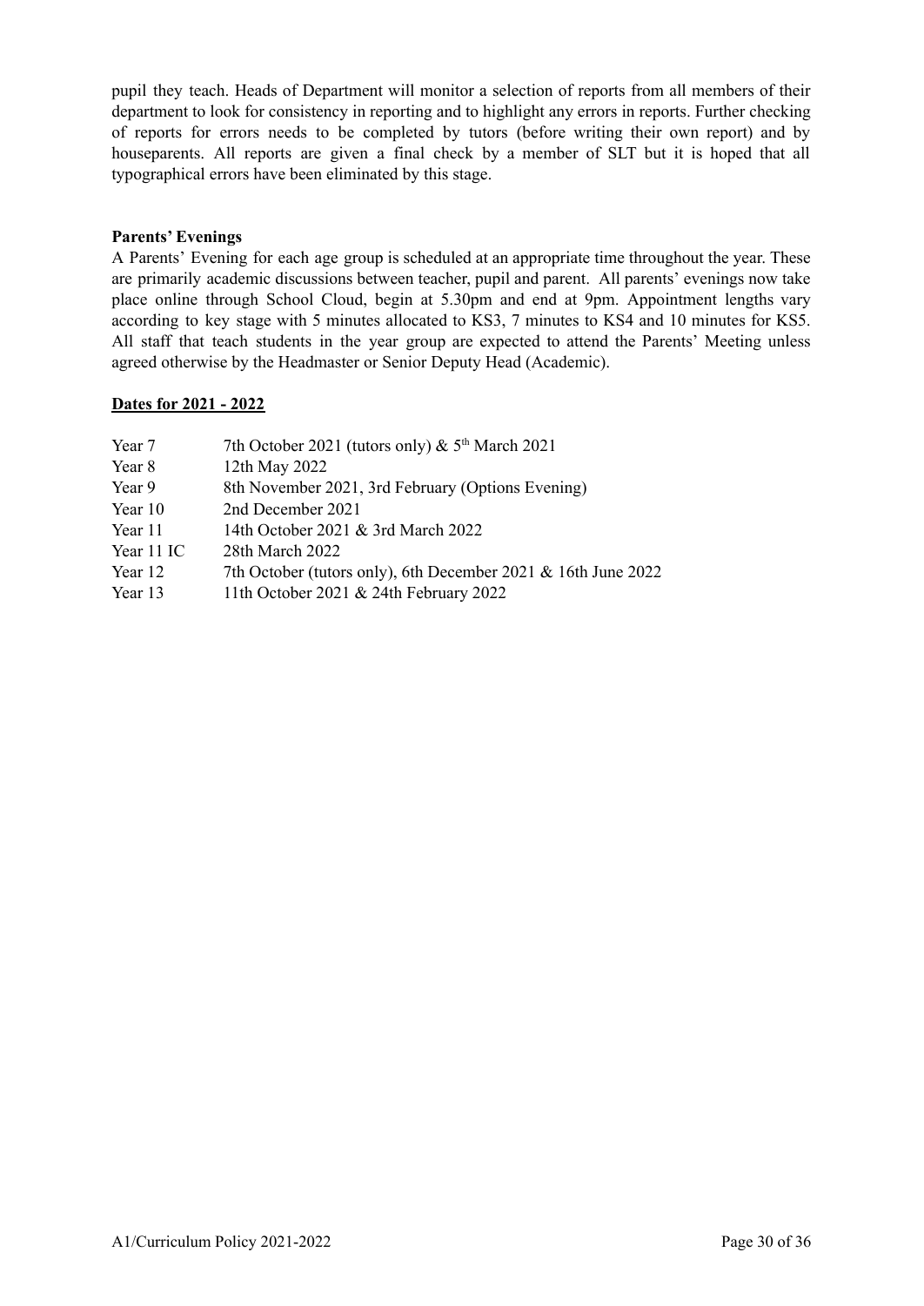pupil they teach. Heads of Department will monitor a selection of reports from all members of their department to look for consistency in reporting and to highlight any errors in reports. Further checking of reports for errors needs to be completed by tutors (before writing their own report) and by houseparents. All reports are given a final check by a member of SLT but it is hoped that all typographical errors have been eliminated by this stage.

**Parents' Evenings**

A Parents' Evening for each age group is scheduled at an appropriate time throughout the year. These are primarily academic discussions between teacher, pupil and parent. All parents' evenings now take place online through School Cloud, begin at 5.30pm and end at 9pm. Appointment lengths vary according to key stage with 5 minutes allocated to KS3, 7 minutes to KS4 and 10 minutes for KS5. All staff that teach students in the year group are expected to attend the Parents' Meeting unless agreed otherwise by the Headmaster or Senior Deputy Head (Academic).

**Dates for 2021 - 2022**

| | |
|---|---|
| Year 7 | 7th October 2021 (tutors only) & 5th March 2021 |
| Year 8 | 12th May 2022 |
| Year 9 | 8th November 2021, 3rd February (Options Evening) |
| Year 10 | 2nd December 2021 |
| Year 11 | 14th October 2021 & 3rd March 2022 |
| Year 11 IC | 28th March 2022 |
| Year 12 | 7th October (tutors only), 6th December 2021 & 16th June 2022 |
| Year 13 | 11th October 2021 & 24th February 2022 |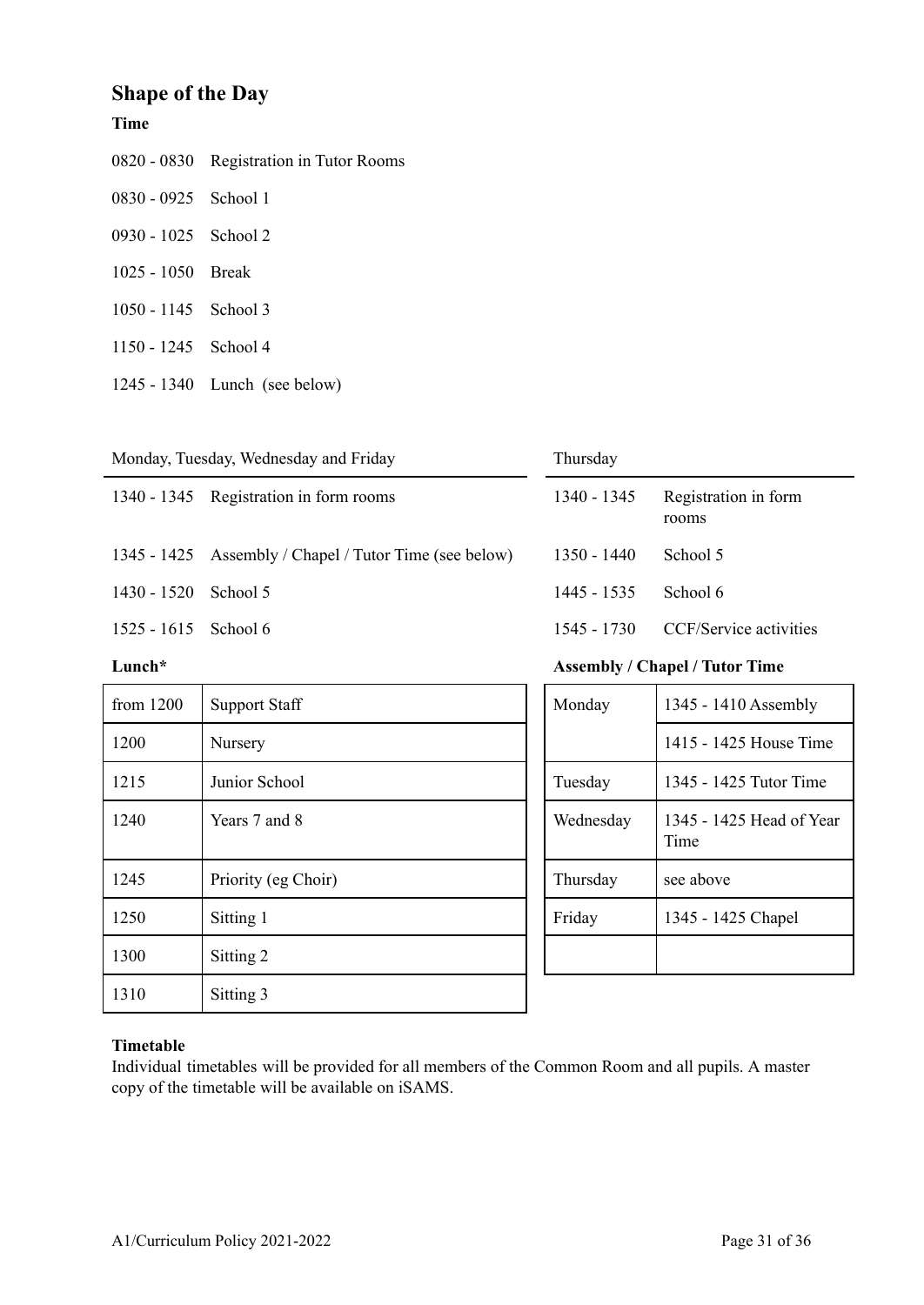## Shape of the Day

**Time**

| | |
|---|---|
| 0820 - 0830 | Registration in Tutor Rooms |
| 0830 - 0925 | School 1 |
| 0930 - 1025 | School 2 |
| 1025 - 1050 | Break |
| 1050 - 1145 | School 3 |
| 1150 - 1245 | School 4 |
| 1245 - 1340 | Lunch (see below) |

| Monday, Tuesday, Wednesday and Friday | |
|---|---|
| 1340 - 1345 | Registration in form rooms |
| 1345 - 1425 | Assembly / Chapel / Tutor Time (see below) |
| 1430 - 1520 | School 5 |
| 1525 - 1615 | School 6 |

| Thursday | |
|---|---|
| 1340 - 1345 | Registration in form rooms |
| 1350 - 1440 | School 5 |
| 1445 - 1535 | School 6 |
| 1545 - 1730 | CCF/Service activities |

**Lunch***

| | |
|---|---|
| from 1200 | Support Staff |
| 1200 | Nursery |
| 1215 | Junior School |
| 1240 | Years 7 and 8 |
| 1245 | Priority (eg Choir) |
| 1250 | Sitting 1 |
| 1300 | Sitting 2 |
| 1310 | Sitting 3 |

**Assembly / Chapel / Tutor Time**

| | |
|---|---|
| Monday | 1345 - 1410 Assembly |
| | 1415 - 1425 House Time |
| Tuesday | 1345 - 1425 Tutor Time |
| Wednesday | 1345 - 1425 Head of Year Time |
| Thursday | see above |
| Friday | 1345 - 1425 Chapel |
| | |

**Timetable**

Individual timetables will be provided for all members of the Common Room and all pupils. A master copy of the timetable will be available on iSAMS.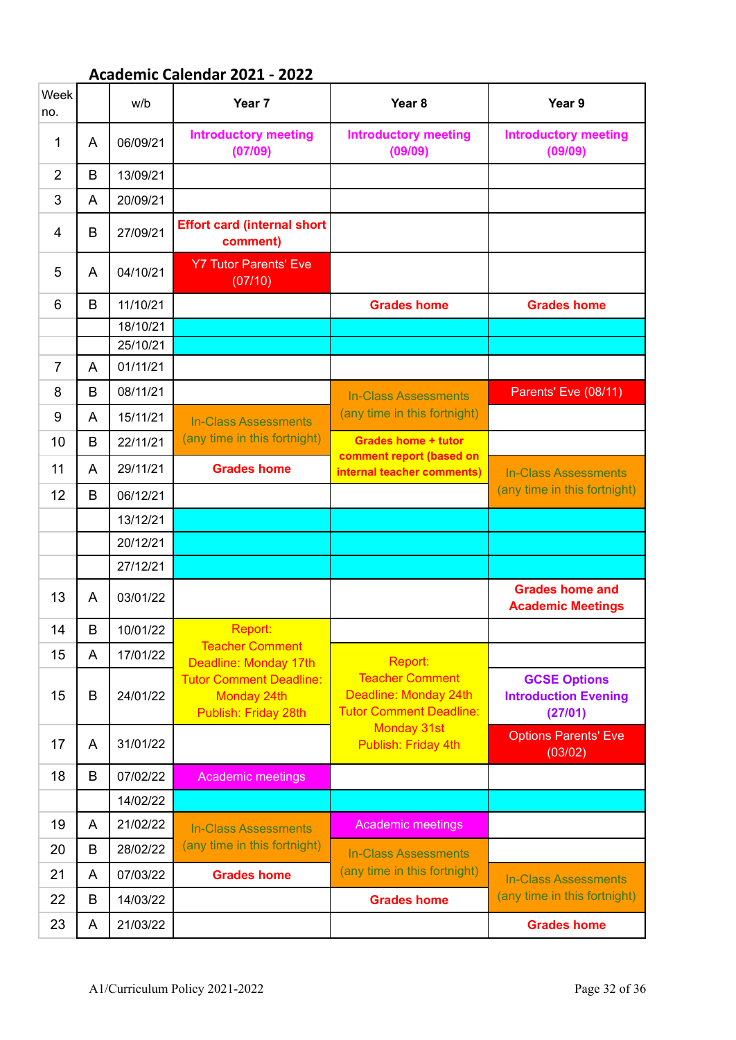## Academic Calendar 2021 - 2022

| Week no. | | w/b | Year 7 | Year 8 | Year 9 |
|---|---|---|---|---|---|
| 1 | A | 06/09/21 | **Introductory meeting (07/09)** | **Introductory meeting (09/09)** | **Introductory meeting (09/09)** |
| 2 | B | 13/09/21 | | | |
| 3 | A | 20/09/21 | | | |
| 4 | B | 27/09/21 | **Effort card (internal short comment)** | | |
| 5 | A | 04/10/21 | Y7 Tutor Parents' Eve (07/10) | | |
| 6 | B | 11/10/21 | | **Grades home** | **Grades home** |
| | | 18/10/21 | | | |
| | | 25/10/21 | | | |
| 7 | A | 01/11/21 | | | |
| 8 | B | 08/11/21 | | In-Class Assessments (any time in this fortnight) | Parents' Eve (08/11) |
| 9 | A | 15/11/21 | In-Class Assessments (any time in this fortnight) | | |
| 10 | B | 22/11/21 | | **Grades home + tutor comment report (based on internal teacher comments)** | |
| 11 | A | 29/11/21 | **Grades home** | | In-Class Assessments (any time in this fortnight) |
| 12 | B | 06/12/21 | | | |
| | | 13/12/21 | | | |
| | | 20/12/21 | | | |
| | | 27/12/21 | | | |
| 13 | A | 03/01/22 | | | **Grades home and Academic Meetings** |
| 14 | B | 10/01/22 | Report: Teacher Comment Deadline: Monday 17th Tutor Comment Deadline: Monday 24th Publish: Friday 28th | | |
| 15 | A | 17/01/22 | | Report: Teacher Comment Deadline: Monday 24th Tutor Comment Deadline: Monday 31st Publish: Friday 4th | |
| 15 | B | 24/01/22 | | | **GCSE Options Introduction Evening (27/01)** |
| 17 | A | 31/01/22 | | | Options Parents' Eve (03/02) |
| 18 | B | 07/02/22 | Academic meetings | | |
| | | 14/02/22 | | | |
| 19 | A | 21/02/22 | In-Class Assessments (any time in this fortnight) | Academic meetings | |
| 20 | B | 28/02/22 | | In-Class Assessments (any time in this fortnight) | |
| 21 | A | 07/03/22 | **Grades home** | | In-Class Assessments (any time in this fortnight) |
| 22 | B | 14/03/22 | | **Grades home** | |
| 23 | A | 21/03/22 | | | **Grades home** |

A1/Curriculum Policy 2021-2022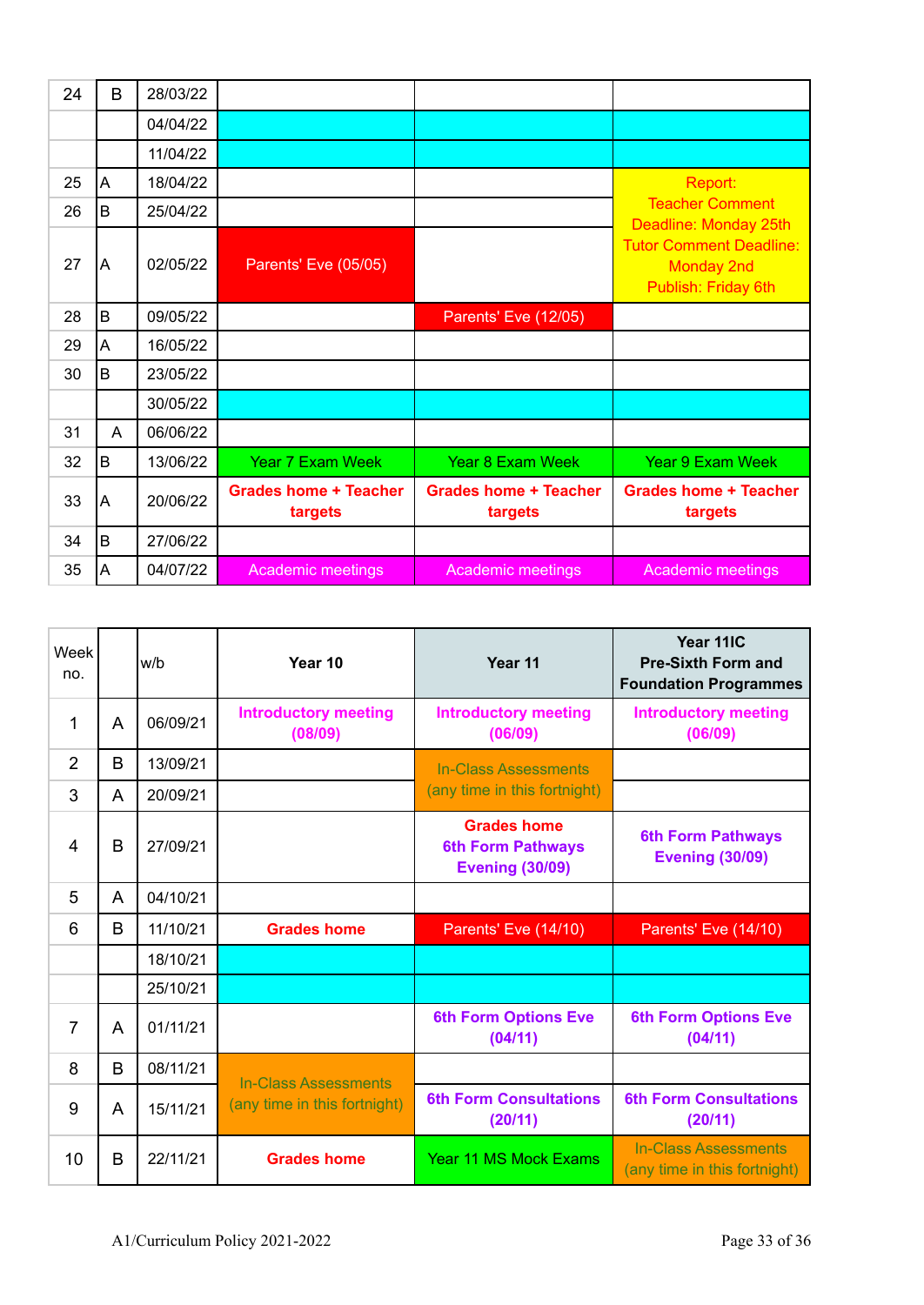| 24 | B | 28/03/22 | | | |
|---|---|---|---|---|---|
| | | 04/04/22 | | | |
| | | 11/04/22 | | | |
| 25 | A | 18/04/22 | | | Report: Teacher Comment Deadline: Monday 25th Tutor Comment Deadline: Monday 2nd Publish: Friday 6th |
| 26 | B | 25/04/22 | | | |
| 27 | A | 02/05/22 | Parents' Eve (05/05) | | |
| 28 | B | 09/05/22 | | Parents' Eve (12/05) | |
| 29 | A | 16/05/22 | | | |
| 30 | B | 23/05/22 | | | |
| | | 30/05/22 | | | |
| 31 | A | 06/06/22 | | | |
| 32 | B | 13/06/22 | Year 7 Exam Week | Year 8 Exam Week | Year 9 Exam Week |
| 33 | A | 20/06/22 | **Grades home + Teacher targets** | **Grades home + Teacher targets** | **Grades home + Teacher targets** |
| 34 | B | 27/06/22 | | | |
| 35 | A | 04/07/22 | Academic meetings | Academic meetings | Academic meetings |

| Week no. | | w/b | Year 10 | Year 11 | Year 11IC Pre-Sixth Form and Foundation Programmes |
|---|---|---|---|---|---|
| 1 | A | 06/09/21 | **Introductory meeting (08/09)** | **Introductory meeting (06/09)** | **Introductory meeting (06/09)** |
| 2 | B | 13/09/21 | | In-Class Assessments (any time in this fortnight) | |
| 3 | A | 20/09/21 | | | |
| 4 | B | 27/09/21 | | **Grades home** **6th Form Pathways Evening (30/09)** | **6th Form Pathways Evening (30/09)** |
| 5 | A | 04/10/21 | | | |
| 6 | B | 11/10/21 | **Grades home** | Parents' Eve (14/10) | Parents' Eve (14/10) |
| | | 18/10/21 | | | |
| | | 25/10/21 | | | |
| 7 | A | 01/11/21 | | **6th Form Options Eve (04/11)** | **6th Form Options Eve (04/11)** |
| 8 | B | 08/11/21 | In-Class Assessments (any time in this fortnight) | | |
| 9 | A | 15/11/21 | | **6th Form Consultations (20/11)** | **6th Form Consultations (20/11)** |
| 10 | B | 22/11/21 | **Grades home** | Year 11 MS Mock Exams | In-Class Assessments (any time in this fortnight) |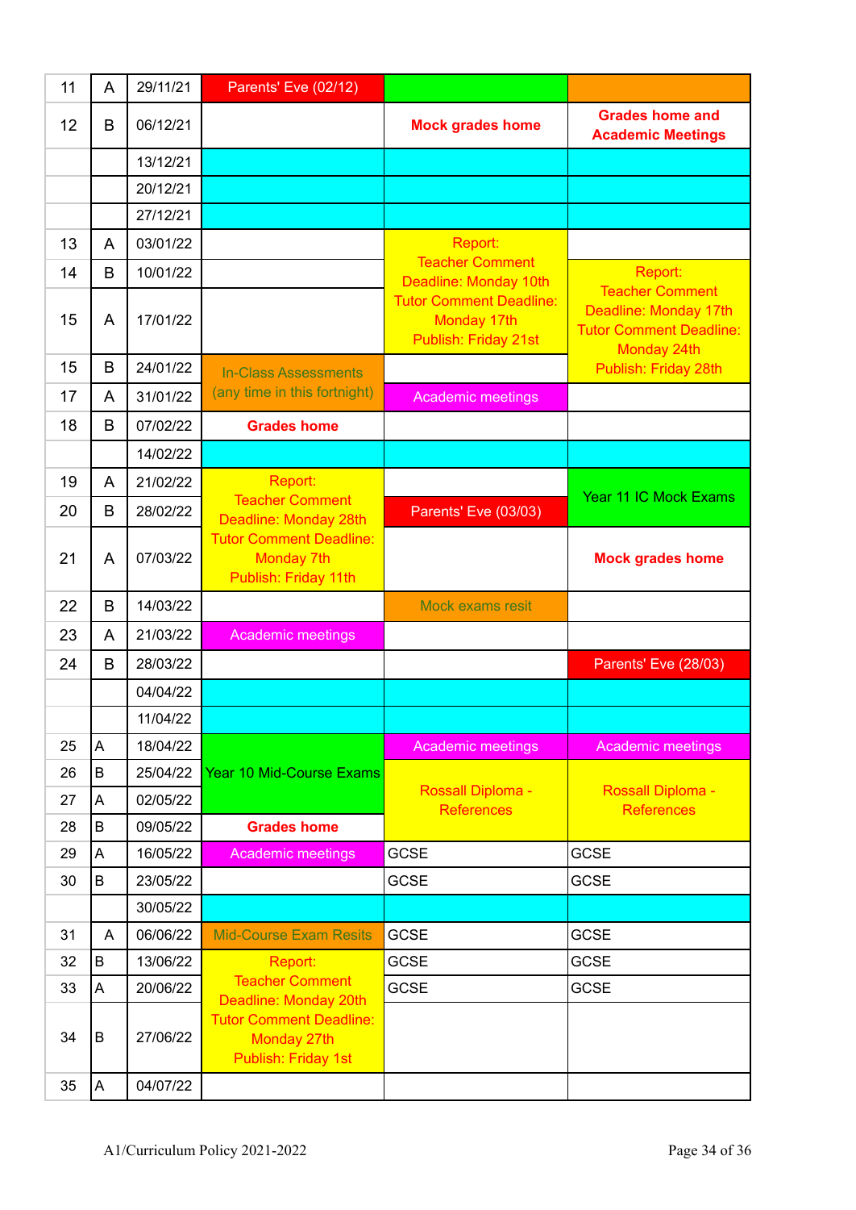| 11 | A | 29/11/21 | Parents' Eve (02/12) | | |
|---|---|---|---|---|---|
| 12 | B | 06/12/21 | | **Mock grades home** | **Grades home and Academic Meetings** |
| | | 13/12/21 | | | |
| | | 20/12/21 | | | |
| | | 27/12/21 | | | |
| 13 | A | 03/01/22 | | Report: Teacher Comment Deadline: Monday 10th Tutor Comment Deadline: Monday 17th Publish: Friday 21st | |
| 14 | B | 10/01/22 | | | Report: Teacher Comment Deadline: Monday 17th Tutor Comment Deadline: Monday 24th Publish: Friday 28th |
| 15 | A | 17/01/22 | | | |
| 15 | B | 24/01/22 | In-Class Assessments (any time in this fortnight) | | |
| 17 | A | 31/01/22 | | Academic meetings | |
| 18 | B | 07/02/22 | **Grades home** | | |
| | | 14/02/22 | | | |
| 19 | A | 21/02/22 | Report: Teacher Comment Deadline: Monday 28th Tutor Comment Deadline: Monday 7th Publish: Friday 11th | | Year 11 IC Mock Exams |
| 20 | B | 28/02/22 | | Parents' Eve (03/03) | |
| 21 | A | 07/03/22 | | | **Mock grades home** |
| 22 | B | 14/03/22 | | Mock exams resit | |
| 23 | A | 21/03/22 | Academic meetings | | |
| 24 | B | 28/03/22 | | | Parents' Eve (28/03) |
| | | 04/04/22 | | | |
| | | 11/04/22 | | | |
| 25 | A | 18/04/22 | Year 10 Mid-Course Exams | Academic meetings | Academic meetings |
| 26 | B | 25/04/22 | | Rossall Diploma - References | Rossall Diploma - References |
| 27 | A | 02/05/22 | | | |
| 28 | B | 09/05/22 | **Grades home** | | |
| 29 | A | 16/05/22 | Academic meetings | GCSE | GCSE |
| 30 | B | 23/05/22 | | GCSE | GCSE |
| | | 30/05/22 | | | |
| 31 | A | 06/06/22 | Mid-Course Exam Resits | GCSE | GCSE |
| 32 | B | 13/06/22 | Report: Teacher Comment Deadline: Monday 20th Tutor Comment Deadline: Monday 27th Publish: Friday 1st | GCSE | GCSE |
| 33 | A | 20/06/22 | | GCSE | GCSE |
| 34 | B | 27/06/22 | | | |
| 35 | A | 04/07/22 | | | |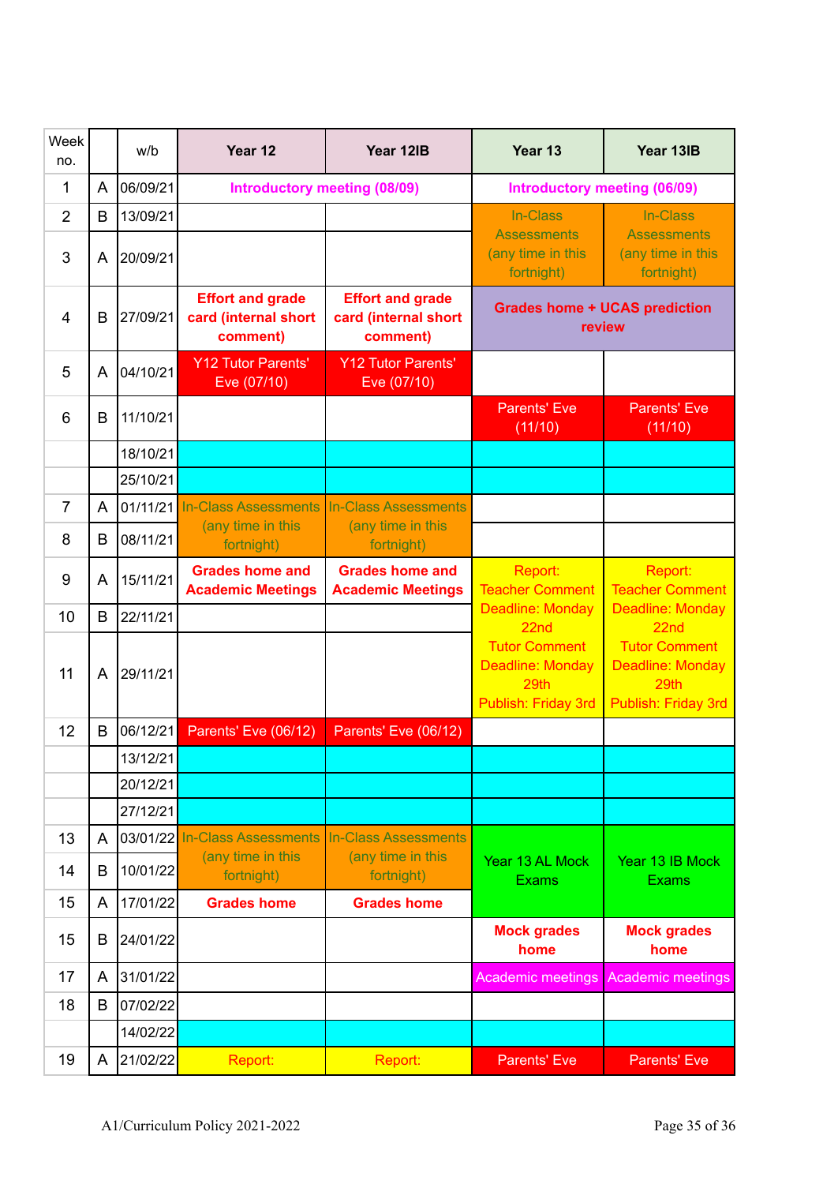| Week no. | | w/b | Year 12 | Year 12IB | Year 13 | Year 13IB |
|---|---|---|---|---|---|---|
| 1 | A | 06/09/21 | Introductory meeting (08/09) | | Introductory meeting (06/09) | |
| 2 | B | 13/09/21 | | | In-Class Assessments (any time in this fortnight) | In-Class Assessments (any time in this fortnight) |
| 3 | A | 20/09/21 | | | | |
| 4 | B | 27/09/21 | Effort and grade card (internal short comment) | Effort and grade card (internal short comment) | Grades home + UCAS prediction review | |
| 5 | A | 04/10/21 | Y12 Tutor Parents' Eve (07/10) | Y12 Tutor Parents' Eve (07/10) | | |
| 6 | B | 11/10/21 | | | Parents' Eve (11/10) | Parents' Eve (11/10) |
| | | 18/10/21 | | | | |
| | | 25/10/21 | | | | |
| 7 | A | 01/11/21 | In-Class Assessments (any time in this fortnight) | In-Class Assessments (any time in this fortnight) | | |
| 8 | B | 08/11/21 | | | | |
| 9 | A | 15/11/21 | Grades home and Academic Meetings | Grades home and Academic Meetings | Report: Teacher Comment Deadline: Monday 22nd Tutor Comment Deadline: Monday 29th Publish: Friday 3rd | Report: Teacher Comment Deadline: Monday 22nd Tutor Comment Deadline: Monday 29th Publish: Friday 3rd |
| 10 | B | 22/11/21 | | | | |
| 11 | A | 29/11/21 | | | | |
| 12 | B | 06/12/21 | Parents' Eve (06/12) | Parents' Eve (06/12) | | |
| | | 13/12/21 | | | | |
| | | 20/12/21 | | | | |
| | | 27/12/21 | | | | |
| 13 | A | 03/01/22 | In-Class Assessments (any time in this fortnight) | In-Class Assessments (any time in this fortnight) | Year 13 AL Mock Exams | Year 13 IB Mock Exams |
| 14 | B | 10/01/22 | | | | |
| 15 | A | 17/01/22 | Grades home | Grades home | | |
| 15 | B | 24/01/22 | | | Mock grades home | Mock grades home |
| 17 | A | 31/01/22 | | | Academic meetings | Academic meetings |
| 18 | B | 07/02/22 | | | | |
| | | 14/02/22 | | | | |
| 19 | A | 21/02/22 | Report: | Report: | Parents' Eve | Parents' Eve |

A1/Curriculum Policy 2021-2022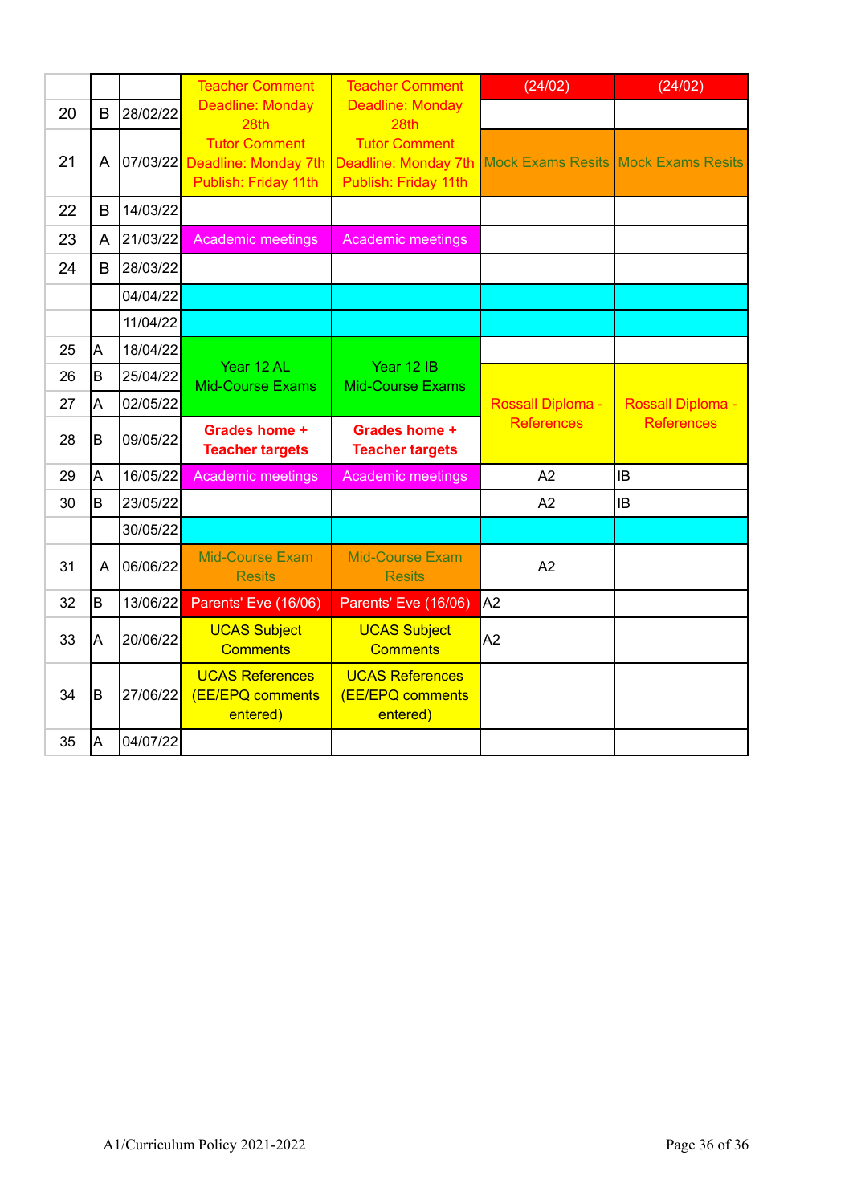| | | | | | | |
|---|---|---|---|---|---|---|
| | | | Teacher Comment Deadline: Monday 28th | Teacher Comment Deadline: Monday 28th | (24/02) | (24/02) |
| 20 | B | 28/02/22 | | | | |
| 21 | A | 07/03/22 | Tutor Comment Deadline: Monday 7th Publish: Friday 11th | Tutor Comment Deadline: Monday 7th Publish: Friday 11th | Mock Exams Resits | Mock Exams Resits |
| 22 | B | 14/03/22 | | | | |
| 23 | A | 21/03/22 | Academic meetings | Academic meetings | | |
| 24 | B | 28/03/22 | | | | |
| | | 04/04/22 | | | | |
| | | 11/04/22 | | | | |
| 25 | A | 18/04/22 | Year 12 AL Mid-Course Exams | Year 12 IB Mid-Course Exams | | |
| 26 | B | 25/04/22 | | | Rossall Diploma - References | Rossall Diploma - References |
| 27 | A | 02/05/22 | | | | |
| 28 | B | 09/05/22 | **Grades home + Teacher targets** | **Grades home + Teacher targets** | | |
| 29 | A | 16/05/22 | Academic meetings | Academic meetings | A2 | IB |
| 30 | B | 23/05/22 | | | A2 | IB |
| | | 30/05/22 | | | | |
| 31 | A | 06/06/22 | Mid-Course Exam Resits | Mid-Course Exam Resits | A2 | |
| 32 | B | 13/06/22 | Parents' Eve (16/06) | Parents' Eve (16/06) | A2 | |
| 33 | A | 20/06/22 | UCAS Subject Comments | UCAS Subject Comments | A2 | |
| 34 | B | 27/06/22 | UCAS References (EE/EPQ comments entered) | UCAS References (EE/EPQ comments entered) | | |
| 35 | A | 04/07/22 | | | | |

A1/Curriculum Policy 2021-2022